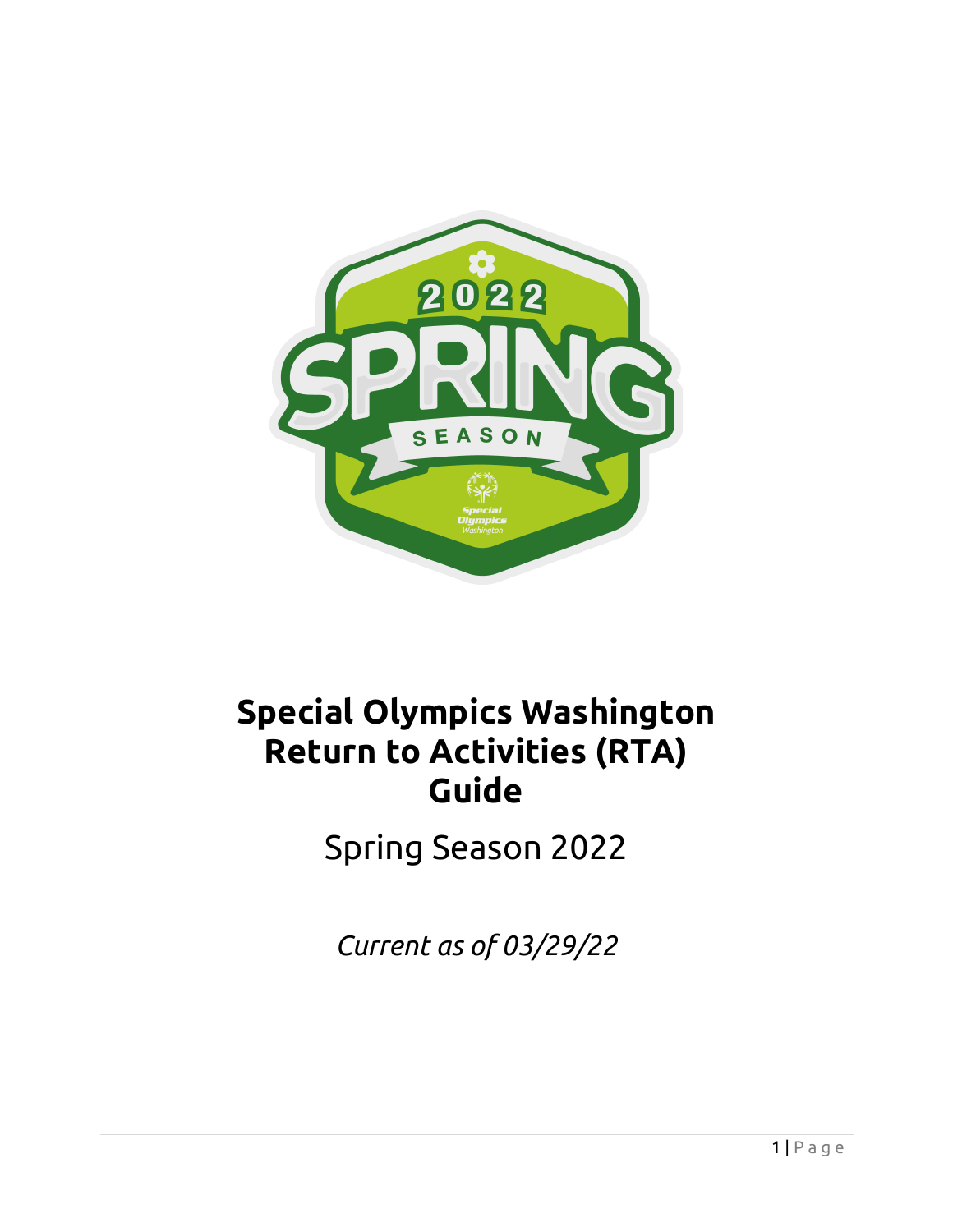# Special Olympics Washington Return to Activities (RTA) Guide

Spring Season 2022

*Current as of 03/29/22*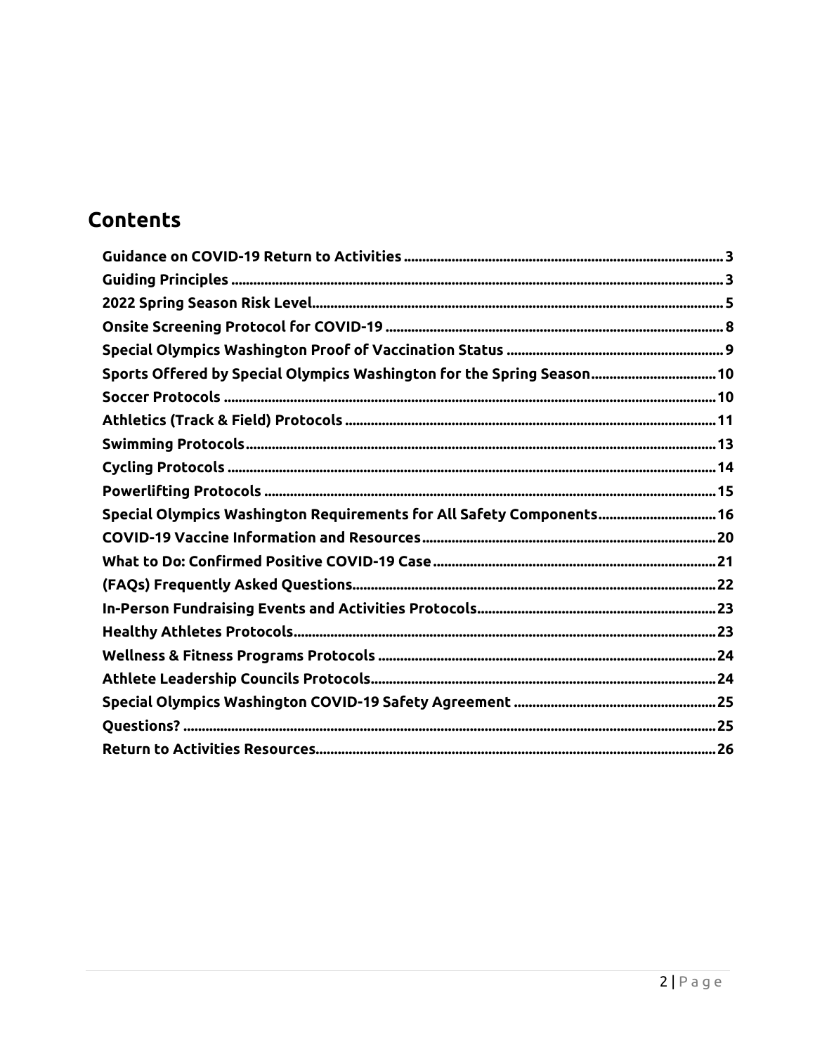## Contents

- Guidance on COVID-19 Return to Activities .......... 3
- Guiding Principles .......... 3
- 2022 Spring Season Risk Level .......... 5
- Onsite Screening Protocol for COVID-19 .......... 8
- Special Olympics Washington Proof of Vaccination Status .......... 9
- Sports Offered by Special Olympics Washington for the Spring Season .......... 10
- Soccer Protocols .......... 10
- Athletics (Track & Field) Protocols .......... 11
- Swimming Protocols .......... 13
- Cycling Protocols .......... 14
- Powerlifting Protocols .......... 15
- Special Olympics Washington Requirements for All Safety Components .......... 16
- COVID-19 Vaccine Information and Resources .......... 20
- What to Do: Confirmed Positive COVID-19 Case .......... 21
- (FAQs) Frequently Asked Questions .......... 22
- In-Person Fundraising Events and Activities Protocols .......... 23
- Healthy Athletes Protocols .......... 23
- Wellness & Fitness Programs Protocols .......... 24
- Athlete Leadership Councils Protocols .......... 24
- Special Olympics Washington COVID-19 Safety Agreement .......... 25
- Questions? .......... 25
- Return to Activities Resources .......... 26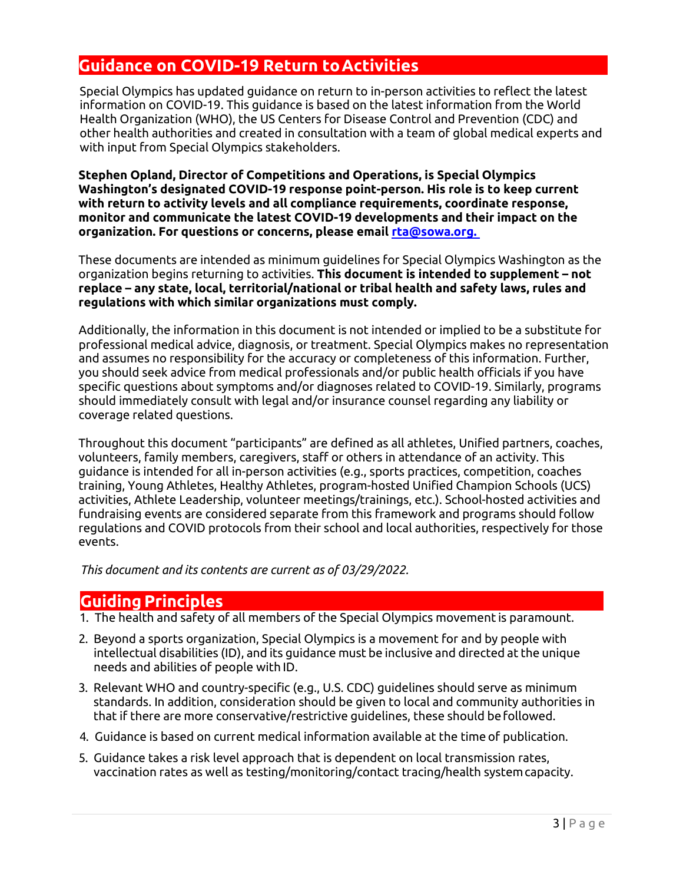## Guidance on COVID-19 Return to Activities

Special Olympics has updated guidance on return to in-person activities to reflect the latest information on COVID-19. This guidance is based on the latest information from the World Health Organization (WHO), the US Centers for Disease Control and Prevention (CDC) and other health authorities and created in consultation with a team of global medical experts and with input from Special Olympics stakeholders.

**Stephen Opland, Director of Competitions and Operations, is Special Olympics Washington's designated COVID-19 response point-person. His role is to keep current with return to activity levels and all compliance requirements, coordinate response, monitor and communicate the latest COVID-19 developments and their impact on the organization. For questions or concerns, please email [rta@sowa.org.](mailto:rta@sowa.org)**

These documents are intended as minimum guidelines for Special Olympics Washington as the organization begins returning to activities. **This document is intended to supplement – not replace – any state, local, territorial/national or tribal health and safety laws, rules and regulations with which similar organizations must comply.**

Additionally, the information in this document is not intended or implied to be a substitute for professional medical advice, diagnosis, or treatment. Special Olympics makes no representation and assumes no responsibility for the accuracy or completeness of this information. Further, you should seek advice from medical professionals and/or public health officials if you have specific questions about symptoms and/or diagnoses related to COVID-19. Similarly, programs should immediately consult with legal and/or insurance counsel regarding any liability or coverage related questions.

Throughout this document "participants" are defined as all athletes, Unified partners, coaches, volunteers, family members, caregivers, staff or others in attendance of an activity. This guidance is intended for all in-person activities (e.g., sports practices, competition, coaches training, Young Athletes, Healthy Athletes, program-hosted Unified Champion Schools (UCS) activities, Athlete Leadership, volunteer meetings/trainings, etc.). School-hosted activities and fundraising events are considered separate from this framework and programs should follow regulations and COVID protocols from their school and local authorities, respectively for those events.

*This document and its contents are current as of 03/29/2022.*

## Guiding Principles

1. The health and safety of all members of the Special Olympics movement is paramount.
2. Beyond a sports organization, Special Olympics is a movement for and by people with intellectual disabilities (ID), and its guidance must be inclusive and directed at the unique needs and abilities of people with ID.
3. Relevant WHO and country-specific (e.g., U.S. CDC) guidelines should serve as minimum standards. In addition, consideration should be given to local and community authorities in that if there are more conservative/restrictive guidelines, these should be followed.
4. Guidance is based on current medical information available at the time of publication.
5. Guidance takes a risk level approach that is dependent on local transmission rates, vaccination rates as well as testing/monitoring/contact tracing/health system capacity.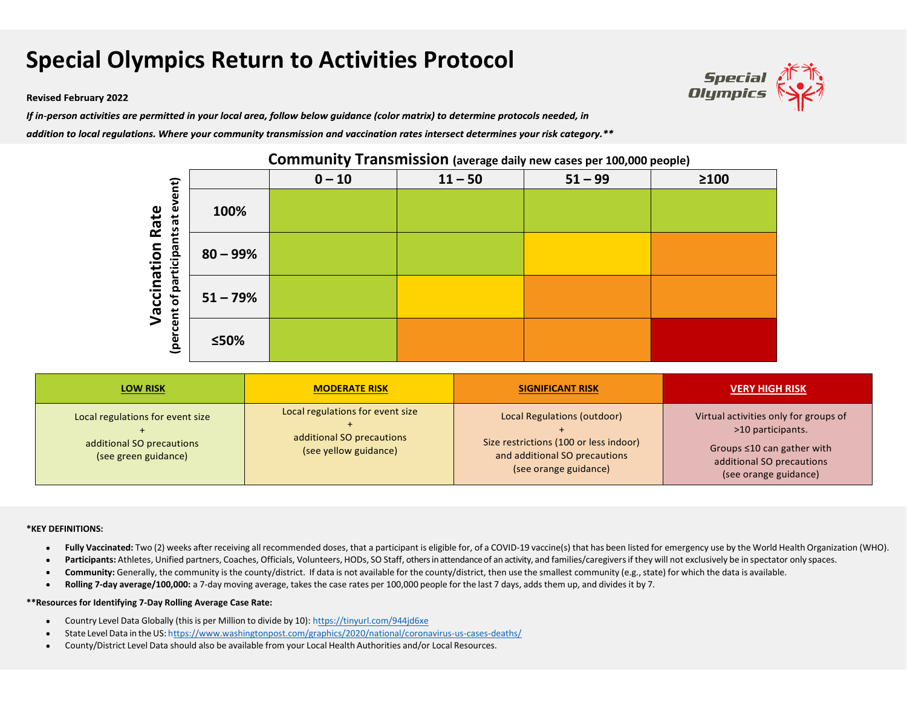# Special Olympics Return to Activities Protocol

**Revised February 2022**

***If in-person activities are permitted in your local area, follow below guidance (color matrix) to determine protocols needed, in addition to local regulations. Where your community transmission and vaccination rates intersect determines your risk category.*****

**Community Transmission** (average daily new cases per 100,000 people)

| Vaccination Rate (percent of participants at event) | 0 – 10 | 11 – 50 | 51 – 99 | ≥100 |
|---|---|---|---|---|
| **100%** | Low Risk | Low Risk | Low Risk | Low Risk |
| **80 – 99%** | Low Risk | Low Risk | Moderate Risk | Significant Risk |
| **51 – 79%** | Low Risk | Moderate Risk | Significant Risk | Significant Risk |
| **≤50%** | Low Risk | Significant Risk | Significant Risk | Very High Risk |

| **LOW RISK** | **MODERATE RISK** | **SIGNIFICANT RISK** | **VERY HIGH RISK** |
|---|---|---|---|
| Local regulations for event size + additional SO precautions (see green guidance) | Local regulations for event size + additional SO precautions (see yellow guidance) | Local Regulations (outdoor) + Size restrictions (100 or less indoor) and additional SO precautions (see orange guidance) | Virtual activities only for groups of >10 participants. Groups ≤10 can gather with additional SO precautions (see orange guidance) |

**\*KEY DEFINITIONS:**

- **Fully Vaccinated:** Two (2) weeks after receiving all recommended doses, that a participant is eligible for, of a COVID-19 vaccine(s) that has been listed for emergency use by the World Health Organization (WHO).
- **Participants:** Athletes, Unified partners, Coaches, Officials, Volunteers, HODs, SO Staff, others in attendance of an activity, and families/caregivers if they will not exclusively be in spectator only spaces.
- **Community:** Generally, the community is the county/district. If data is not available for the county/district, then use the smallest community (e.g., state) for which the data is available.
- **Rolling 7-day average/100,000:** a 7-day moving average, takes the case rates per 100,000 people for the last 7 days, adds them up, and divides it by 7.

****Resources for Identifying 7-Day Rolling Average Case Rate:**

- Country Level Data Globally (this is per Million to divide by 10): https://tinyurl.com/944jd6xe
- State Level Data in the US: https://www.washingtonpost.com/graphics/2020/national/coronavirus-us-cases-deaths/
- County/District Level Data should also be available from your Local Health Authorities and/or Local Resources.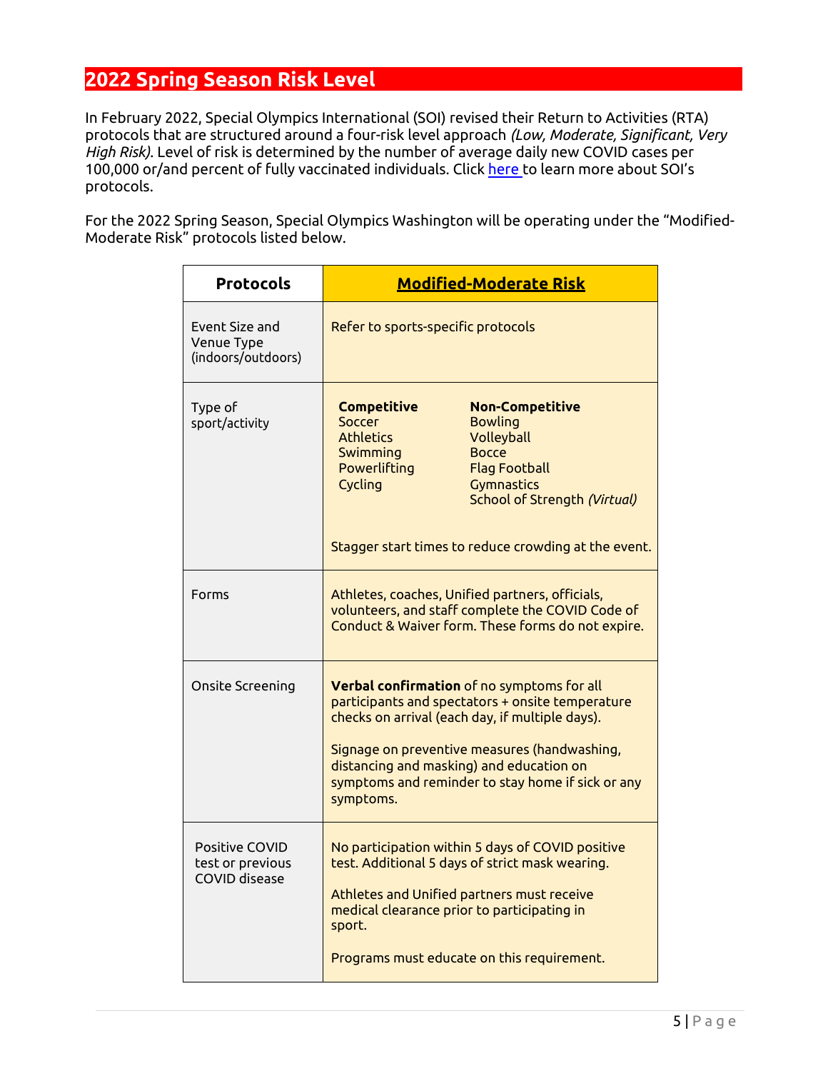## 2022 Spring Season Risk Level

In February 2022, Special Olympics International (SOI) revised their Return to Activities (RTA) protocols that are structured around a four-risk level approach *(Low, Moderate, Significant, Very High Risk)*. Level of risk is determined by the number of average daily new COVID cases per 100,000 or/and percent of fully vaccinated individuals. Click [here](#) to learn more about SOI's protocols.

For the 2022 Spring Season, Special Olympics Washington will be operating under the "Modified-Moderate Risk" protocols listed below.

| **Protocols** | **Modified-Moderate Risk** |
| --- | --- |
| Event Size and Venue Type (indoors/outdoors) | Refer to sports-specific protocols |
| Type of sport/activity | **Competitive**: Soccer, Athletics, Swimming, Powerlifting, Cycling<br>**Non-Competitive**: Bowling, Volleyball, Bocce, Flag Football, Gymnastics, School of Strength *(Virtual)*<br><br>Stagger start times to reduce crowding at the event. |
| Forms | Athletes, coaches, Unified partners, officials, volunteers, and staff complete the COVID Code of Conduct & Waiver form. These forms do not expire. |
| Onsite Screening | **Verbal confirmation** of no symptoms for all participants and spectators + onsite temperature checks on arrival (each day, if multiple days).<br><br>Signage on preventive measures (handwashing, distancing and masking) and education on symptoms and reminder to stay home if sick or any symptoms. |
| Positive COVID test or previous COVID disease | No participation within 5 days of COVID positive test. Additional 5 days of strict mask wearing.<br><br>Athletes and Unified partners must receive medical clearance prior to participating in sport.<br><br>Programs must educate on this requirement. |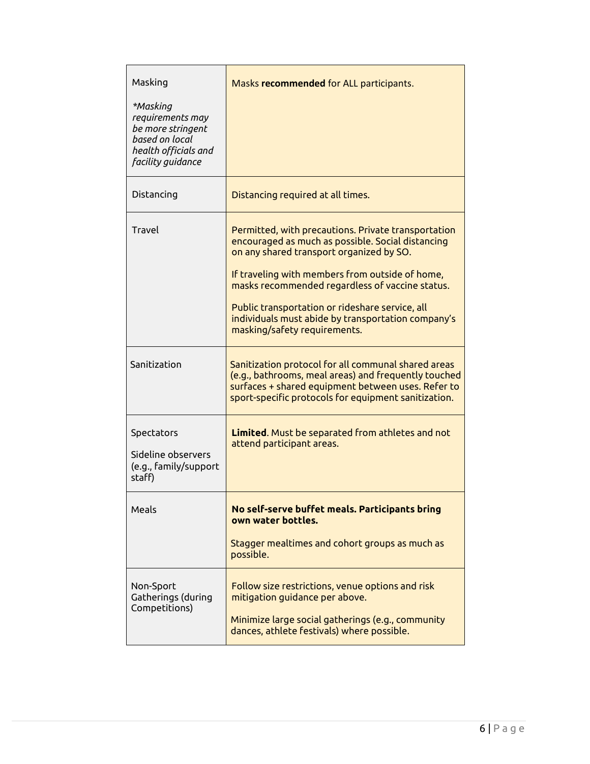| | |
|---|---|
| Masking<br><br>*\*Masking requirements may be more stringent based on local health officials and facility guidance* | Masks **recommended** for ALL participants. |
| Distancing | Distancing required at all times. |
| Travel | Permitted, with precautions. Private transportation encouraged as much as possible. Social distancing on any shared transport organized by SO.<br><br>If traveling with members from outside of home, masks recommended regardless of vaccine status.<br><br>Public transportation or rideshare service, all individuals must abide by transportation company's masking/safety requirements. |
| Sanitization | Sanitization protocol for all communal shared areas (e.g., bathrooms, meal areas) and frequently touched surfaces + shared equipment between uses. Refer to sport-specific protocols for equipment sanitization. |
| Spectators<br><br>Sideline observers (e.g., family/support staff) | **Limited**. Must be separated from athletes and not attend participant areas. |
| Meals | **No self-serve buffet meals. Participants bring own water bottles.**<br><br>Stagger mealtimes and cohort groups as much as possible. |
| Non-Sport Gatherings (during Competitions) | Follow size restrictions, venue options and risk mitigation guidance per above.<br><br>Minimize large social gatherings (e.g., community dances, athlete festivals) where possible. |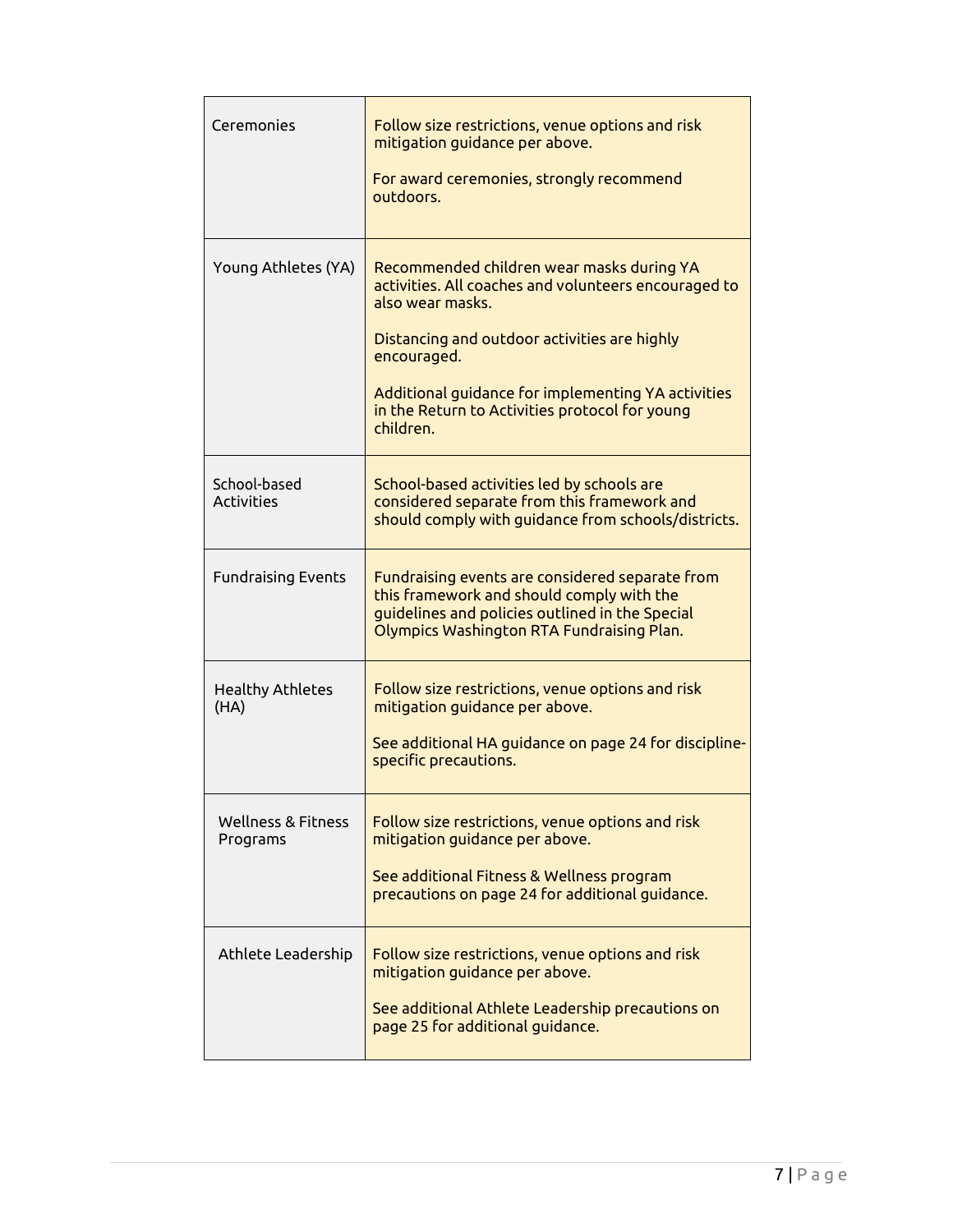| | |
|---|---|
| Ceremonies | Follow size restrictions, venue options and risk mitigation guidance per above.<br><br>For award ceremonies, strongly recommend outdoors. |
| Young Athletes (YA) | Recommended children wear masks during YA activities. All coaches and volunteers encouraged to also wear masks.<br><br>Distancing and outdoor activities are highly encouraged.<br><br>Additional guidance for implementing YA activities in the Return to Activities protocol for young children. |
| School-based Activities | School-based activities led by schools are considered separate from this framework and should comply with guidance from schools/districts. |
| Fundraising Events | Fundraising events are considered separate from this framework and should comply with the guidelines and policies outlined in the Special Olympics Washington RTA Fundraising Plan. |
| Healthy Athletes (HA) | Follow size restrictions, venue options and risk mitigation guidance per above.<br><br>See additional HA guidance on page 24 for discipline-specific precautions. |
| Wellness & Fitness Programs | Follow size restrictions, venue options and risk mitigation guidance per above.<br><br>See additional Fitness & Wellness program precautions on page 24 for additional guidance. |
| Athlete Leadership | Follow size restrictions, venue options and risk mitigation guidance per above.<br><br>See additional Athlete Leadership precautions on page 25 for additional guidance. |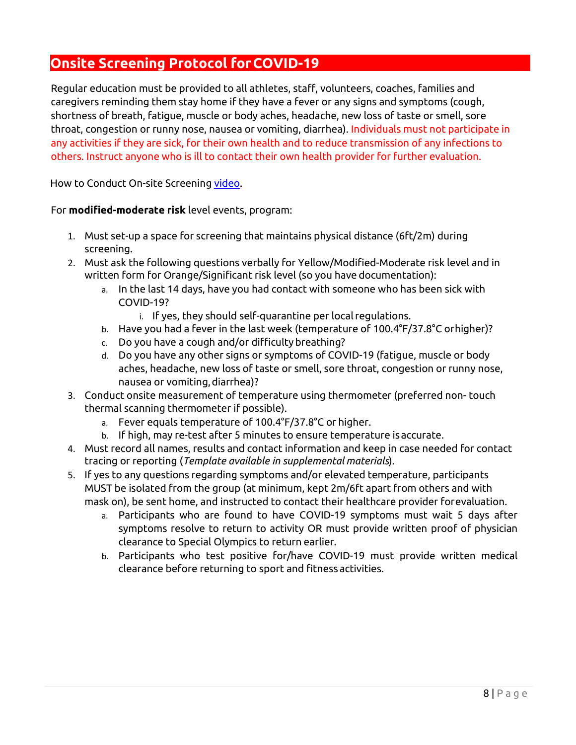## Onsite Screening Protocol for COVID-19

Regular education must be provided to all athletes, staff, volunteers, coaches, families and caregivers reminding them stay home if they have a fever or any signs and symptoms (cough, shortness of breath, fatigue, muscle or body aches, headache, new loss of taste or smell, sore throat, congestion or runny nose, nausea or vomiting, diarrhea). Individuals must not participate in any activities if they are sick, for their own health and to reduce transmission of any infections to others. Instruct anyone who is ill to contact their own health provider for further evaluation.

How to Conduct On-site Screening video.

For **modified-moderate risk** level events, program:

1. Must set-up a space for screening that maintains physical distance (6ft/2m) during screening.
2. Must ask the following questions verbally for Yellow/Modified-Moderate risk level and in written form for Orange/Significant risk level (so you have documentation):
   a. In the last 14 days, have you had contact with someone who has been sick with COVID-19?
      i. If yes, they should self-quarantine per local regulations.
   b. Have you had a fever in the last week (temperature of 100.4°F/37.8°C or higher)?
   c. Do you have a cough and/or difficulty breathing?
   d. Do you have any other signs or symptoms of COVID-19 (fatigue, muscle or body aches, headache, new loss of taste or smell, sore throat, congestion or runny nose, nausea or vomiting, diarrhea)?
3. Conduct onsite measurement of temperature using thermometer (preferred non- touch thermal scanning thermometer if possible).
   a. Fever equals temperature of 100.4°F/37.8°C or higher.
   b. If high, may re-test after 5 minutes to ensure temperature is accurate.
4. Must record all names, results and contact information and keep in case needed for contact tracing or reporting (*Template available in supplemental materials*).
5. If yes to any questions regarding symptoms and/or elevated temperature, participants MUST be isolated from the group (at minimum, kept 2m/6ft apart from others and with mask on), be sent home, and instructed to contact their healthcare provider for evaluation.
   a. Participants who are found to have COVID-19 symptoms must wait 5 days after symptoms resolve to return to activity OR must provide written proof of physician clearance to Special Olympics to return earlier.
   b. Participants who test positive for/have COVID-19 must provide written medical clearance before returning to sport and fitness activities.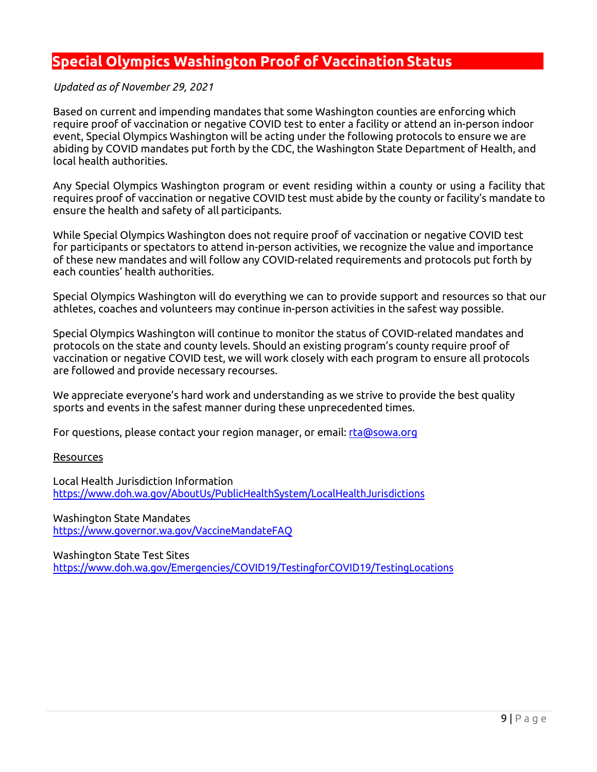## Special Olympics Washington Proof of Vaccination Status

*Updated as of November 29, 2021*

Based on current and impending mandates that some Washington counties are enforcing which require proof of vaccination or negative COVID test to enter a facility or attend an in-person indoor event, Special Olympics Washington will be acting under the following protocols to ensure we are abiding by COVID mandates put forth by the CDC, the Washington State Department of Health, and local health authorities.

Any Special Olympics Washington program or event residing within a county or using a facility that requires proof of vaccination or negative COVID test must abide by the county or facility's mandate to ensure the health and safety of all participants.

While Special Olympics Washington does not require proof of vaccination or negative COVID test for participants or spectators to attend in-person activities, we recognize the value and importance of these new mandates and will follow any COVID-related requirements and protocols put forth by each counties' health authorities.

Special Olympics Washington will do everything we can to provide support and resources so that our athletes, coaches and volunteers may continue in-person activities in the safest way possible.

Special Olympics Washington will continue to monitor the status of COVID-related mandates and protocols on the state and county levels. Should an existing program's county require proof of vaccination or negative COVID test, we will work closely with each program to ensure all protocols are followed and provide necessary recourses.

We appreciate everyone's hard work and understanding as we strive to provide the best quality sports and events in the safest manner during these unprecedented times.

For questions, please contact your region manager, or email: [rta@sowa.org](mailto:rta@sowa.org)

Resources

Local Health Jurisdiction Information
https://www.doh.wa.gov/AboutUs/PublicHealthSystem/LocalHealthJurisdictions

Washington State Mandates
https://www.governor.wa.gov/VaccineMandateFAQ

Washington State Test Sites
https://www.doh.wa.gov/Emergencies/COVID19/TestingforCOVID19/TestingLocations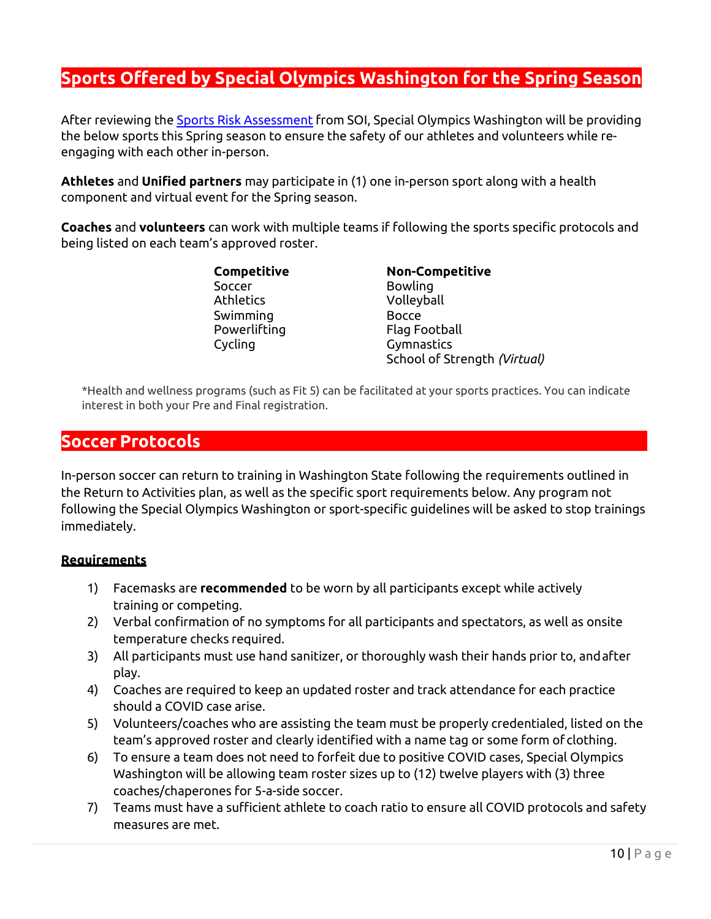## Sports Offered by Special Olympics Washington for the Spring Season

After reviewing the [Sports Risk Assessment](Sports Risk Assessment) from SOI, Special Olympics Washington will be providing the below sports this Spring season to ensure the safety of our athletes and volunteers while re-engaging with each other in-person.

**Athletes** and **Unified partners** may participate in (1) one in-person sport along with a health component and virtual event for the Spring season.

**Coaches** and **volunteers** can work with multiple teams if following the sports specific protocols and being listed on each team's approved roster.

| **Competitive** | **Non-Competitive** |
|---|---|
| Soccer | Bowling |
| Athletics | Volleyball |
| Swimming | Bocce |
| Powerlifting | Flag Football |
| Cycling | Gymnastics |
| | School of Strength *(Virtual)* |

*Health and wellness programs (such as Fit 5) can be facilitated at your sports practices. You can indicate interest in both your Pre and Final registration.

## Soccer Protocols

In-person soccer can return to training in Washington State following the requirements outlined in the Return to Activities plan, as well as the specific sport requirements below. Any program not following the Special Olympics Washington or sport-specific guidelines will be asked to stop trainings immediately.

**Requirements**

1) Facemasks are **recommended** to be worn by all participants except while actively training or competing.
2) Verbal confirmation of no symptoms for all participants and spectators, as well as onsite temperature checks required.
3) All participants must use hand sanitizer, or thoroughly wash their hands prior to, and after play.
4) Coaches are required to keep an updated roster and track attendance for each practice should a COVID case arise.
5) Volunteers/coaches who are assisting the team must be properly credentialed, listed on the team's approved roster and clearly identified with a name tag or some form of clothing.
6) To ensure a team does not need to forfeit due to positive COVID cases, Special Olympics Washington will be allowing team roster sizes up to (12) twelve players with (3) three coaches/chaperones for 5-a-side soccer.
7) Teams must have a sufficient athlete to coach ratio to ensure all COVID protocols and safety measures are met.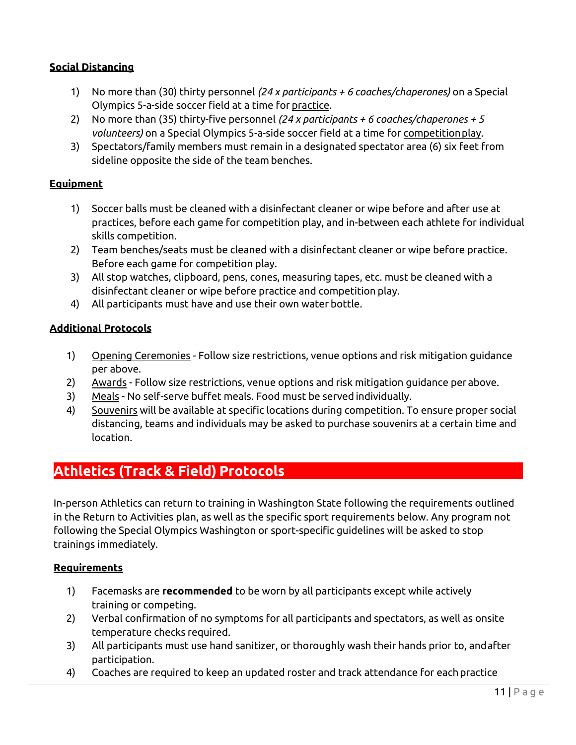**Social Distancing**

1) No more than (30) thirty personnel *(24 x participants + 6 coaches/chaperones)* on a Special Olympics 5-a-side soccer field at a time for practice.
2) No more than (35) thirty-five personnel *(24 x participants + 6 coaches/chaperones + 5 volunteers)* on a Special Olympics 5-a-side soccer field at a time for competition play.
3) Spectators/family members must remain in a designated spectator area (6) six feet from sideline opposite the side of the team benches.

**Equipment**

1) Soccer balls must be cleaned with a disinfectant cleaner or wipe before and after use at practices, before each game for competition play, and in-between each athlete for individual skills competition.
2) Team benches/seats must be cleaned with a disinfectant cleaner or wipe before practice. Before each game for competition play.
3) All stop watches, clipboard, pens, cones, measuring tapes, etc. must be cleaned with a disinfectant cleaner or wipe before practice and competition play.
4) All participants must have and use their own water bottle.

**Additional Protocols**

1) Opening Ceremonies - Follow size restrictions, venue options and risk mitigation guidance per above.
2) Awards - Follow size restrictions, venue options and risk mitigation guidance per above.
3) Meals - No self-serve buffet meals. Food must be served individually.
4) Souvenirs will be available at specific locations during competition. To ensure proper social distancing, teams and individuals may be asked to purchase souvenirs at a certain time and location.

## Athletics (Track & Field) Protocols

In-person Athletics can return to training in Washington State following the requirements outlined in the Return to Activities plan, as well as the specific sport requirements below. Any program not following the Special Olympics Washington or sport-specific guidelines will be asked to stop trainings immediately.

**Requirements**

1) Facemasks are **recommended** to be worn by all participants except while actively training or competing.
2) Verbal confirmation of no symptoms for all participants and spectators, as well as onsite temperature checks required.
3) All participants must use hand sanitizer, or thoroughly wash their hands prior to, and after participation.
4) Coaches are required to keep an updated roster and track attendance for each practice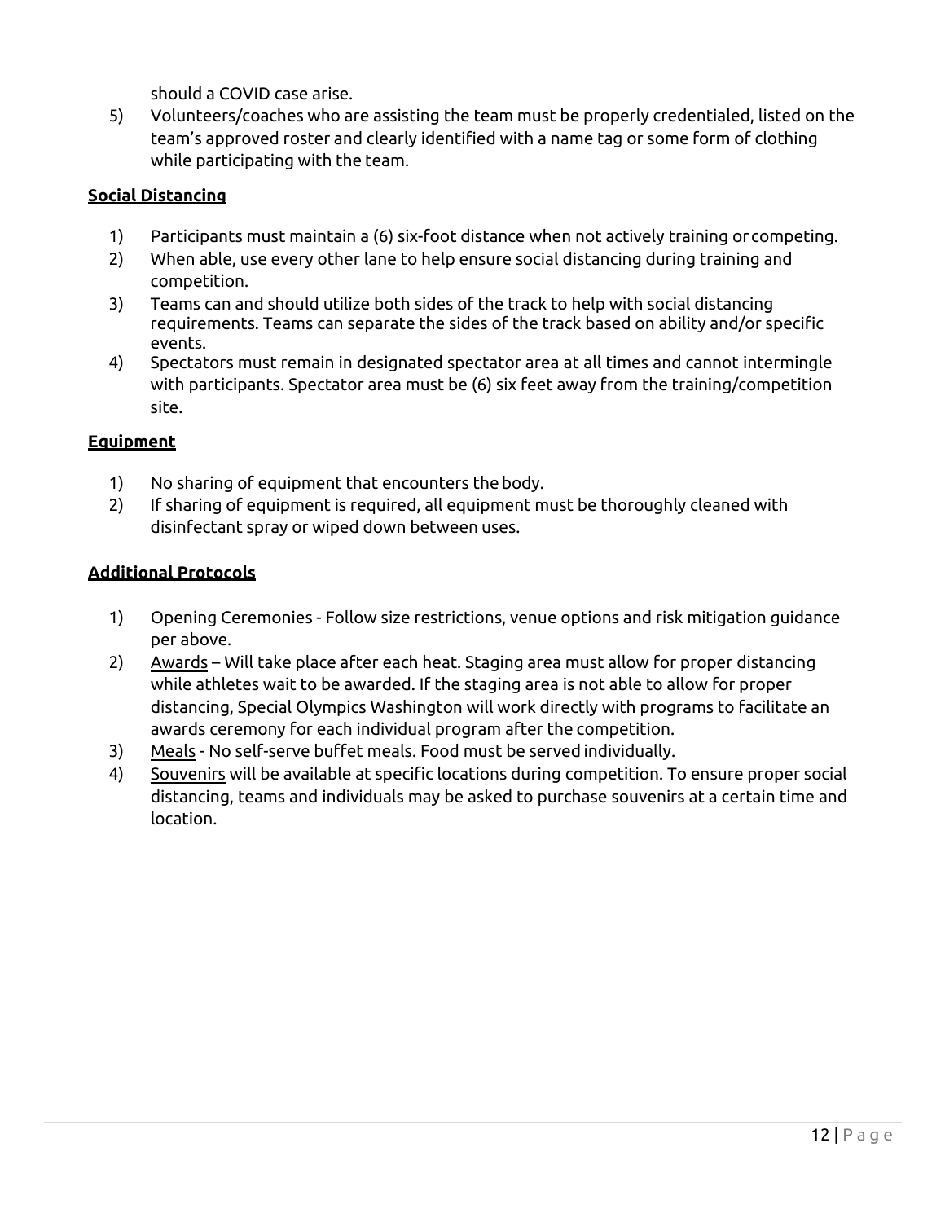should a COVID case arise.

5) Volunteers/coaches who are assisting the team must be properly credentialed, listed on the team's approved roster and clearly identified with a name tag or some form of clothing while participating with the team.

**Social Distancing**

1) Participants must maintain a (6) six-foot distance when not actively training or competing.
2) When able, use every other lane to help ensure social distancing during training and competition.
3) Teams can and should utilize both sides of the track to help with social distancing requirements. Teams can separate the sides of the track based on ability and/or specific events.
4) Spectators must remain in designated spectator area at all times and cannot intermingle with participants. Spectator area must be (6) six feet away from the training/competition site.

**Equipment**

1) No sharing of equipment that encounters the body.
2) If sharing of equipment is required, all equipment must be thoroughly cleaned with disinfectant spray or wiped down between uses.

**Additional Protocols**

1) Opening Ceremonies - Follow size restrictions, venue options and risk mitigation guidance per above.
2) Awards – Will take place after each heat. Staging area must allow for proper distancing while athletes wait to be awarded. If the staging area is not able to allow for proper distancing, Special Olympics Washington will work directly with programs to facilitate an awards ceremony for each individual program after the competition.
3) Meals - No self-serve buffet meals. Food must be served individually.
4) Souvenirs will be available at specific locations during competition. To ensure proper social distancing, teams and individuals may be asked to purchase souvenirs at a certain time and location.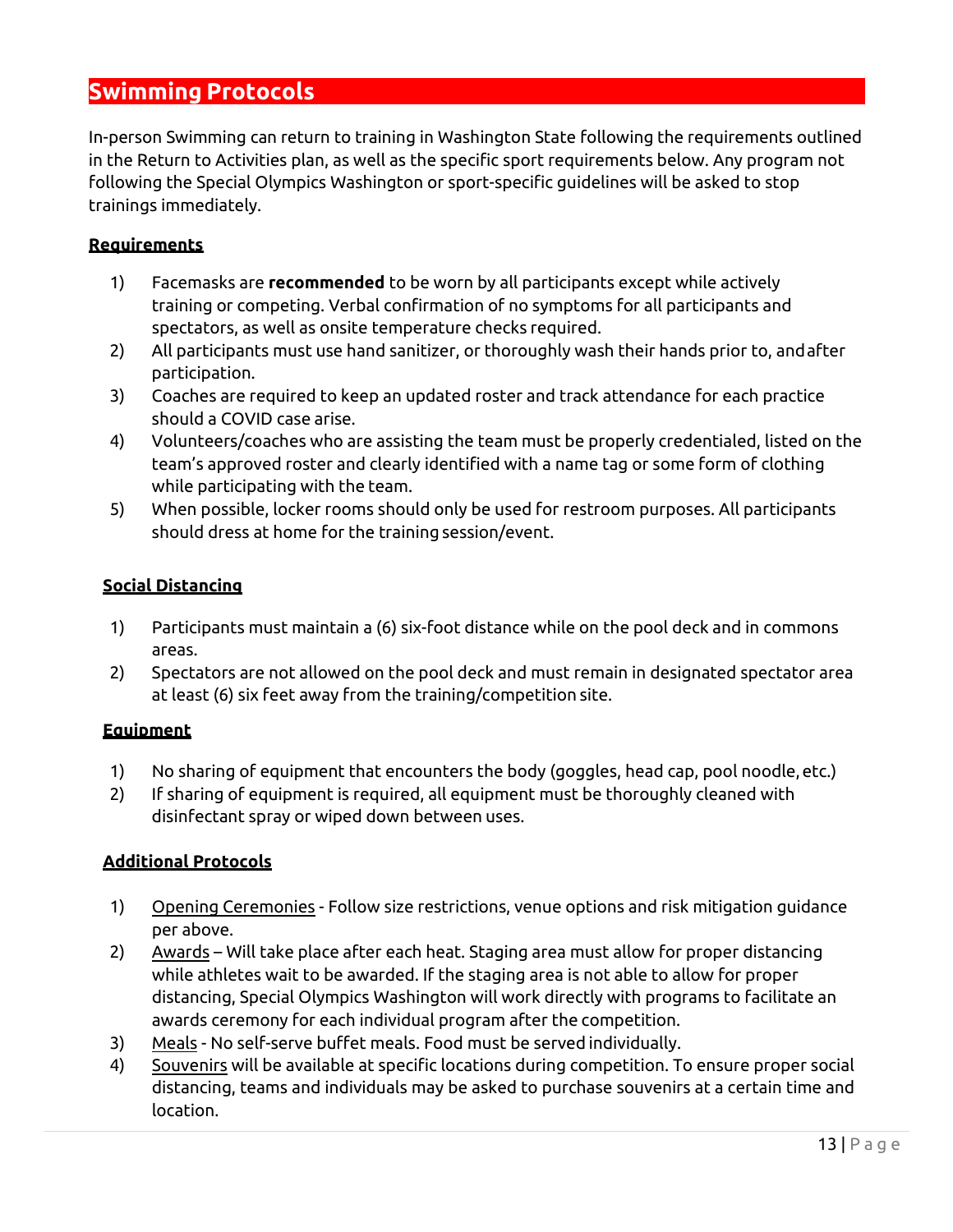## Swimming Protocols

In-person Swimming can return to training in Washington State following the requirements outlined in the Return to Activities plan, as well as the specific sport requirements below. Any program not following the Special Olympics Washington or sport-specific guidelines will be asked to stop trainings immediately.

### Requirements

1) Facemasks are **recommended** to be worn by all participants except while actively training or competing. Verbal confirmation of no symptoms for all participants and spectators, as well as onsite temperature checks required.
2) All participants must use hand sanitizer, or thoroughly wash their hands prior to, and after participation.
3) Coaches are required to keep an updated roster and track attendance for each practice should a COVID case arise.
4) Volunteers/coaches who are assisting the team must be properly credentialed, listed on the team's approved roster and clearly identified with a name tag or some form of clothing while participating with the team.
5) When possible, locker rooms should only be used for restroom purposes. All participants should dress at home for the training session/event.

### Social Distancing

1) Participants must maintain a (6) six-foot distance while on the pool deck and in commons areas.
2) Spectators are not allowed on the pool deck and must remain in designated spectator area at least (6) six feet away from the training/competition site.

### Equipment

1) No sharing of equipment that encounters the body (goggles, head cap, pool noodle, etc.)
2) If sharing of equipment is required, all equipment must be thoroughly cleaned with disinfectant spray or wiped down between uses.

### Additional Protocols

1) Opening Ceremonies - Follow size restrictions, venue options and risk mitigation guidance per above.
2) Awards – Will take place after each heat. Staging area must allow for proper distancing while athletes wait to be awarded. If the staging area is not able to allow for proper distancing, Special Olympics Washington will work directly with programs to facilitate an awards ceremony for each individual program after the competition.
3) Meals - No self-serve buffet meals. Food must be served individually.
4) Souvenirs will be available at specific locations during competition. To ensure proper social distancing, teams and individuals may be asked to purchase souvenirs at a certain time and location.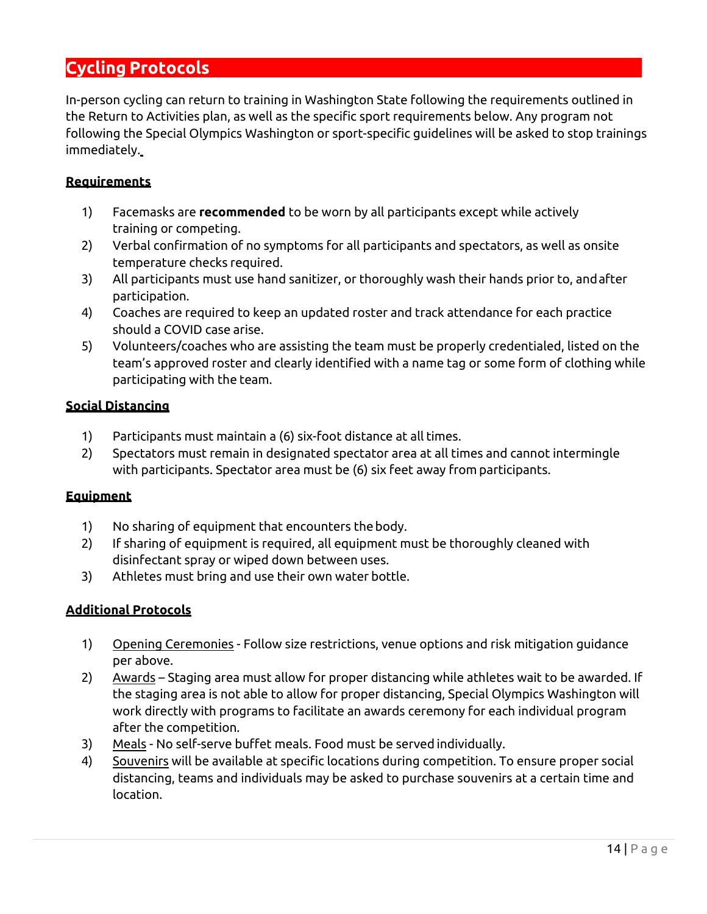## Cycling Protocols

In-person cycling can return to training in Washington State following the requirements outlined in the Return to Activities plan, as well as the specific sport requirements below. Any program not following the Special Olympics Washington or sport-specific guidelines will be asked to stop trainings immediately.

### Requirements

1) Facemasks are **recommended** to be worn by all participants except while actively training or competing.
2) Verbal confirmation of no symptoms for all participants and spectators, as well as onsite temperature checks required.
3) All participants must use hand sanitizer, or thoroughly wash their hands prior to, and after participation.
4) Coaches are required to keep an updated roster and track attendance for each practice should a COVID case arise.
5) Volunteers/coaches who are assisting the team must be properly credentialed, listed on the team's approved roster and clearly identified with a name tag or some form of clothing while participating with the team.

### Social Distancing

1) Participants must maintain a (6) six-foot distance at all times.
2) Spectators must remain in designated spectator area at all times and cannot intermingle with participants. Spectator area must be (6) six feet away from participants.

### Equipment

1) No sharing of equipment that encounters the body.
2) If sharing of equipment is required, all equipment must be thoroughly cleaned with disinfectant spray or wiped down between uses.
3) Athletes must bring and use their own water bottle.

### Additional Protocols

1) Opening Ceremonies - Follow size restrictions, venue options and risk mitigation guidance per above.
2) Awards – Staging area must allow for proper distancing while athletes wait to be awarded. If the staging area is not able to allow for proper distancing, Special Olympics Washington will work directly with programs to facilitate an awards ceremony for each individual program after the competition.
3) Meals - No self-serve buffet meals. Food must be served individually.
4) Souvenirs will be available at specific locations during competition. To ensure proper social distancing, teams and individuals may be asked to purchase souvenirs at a certain time and location.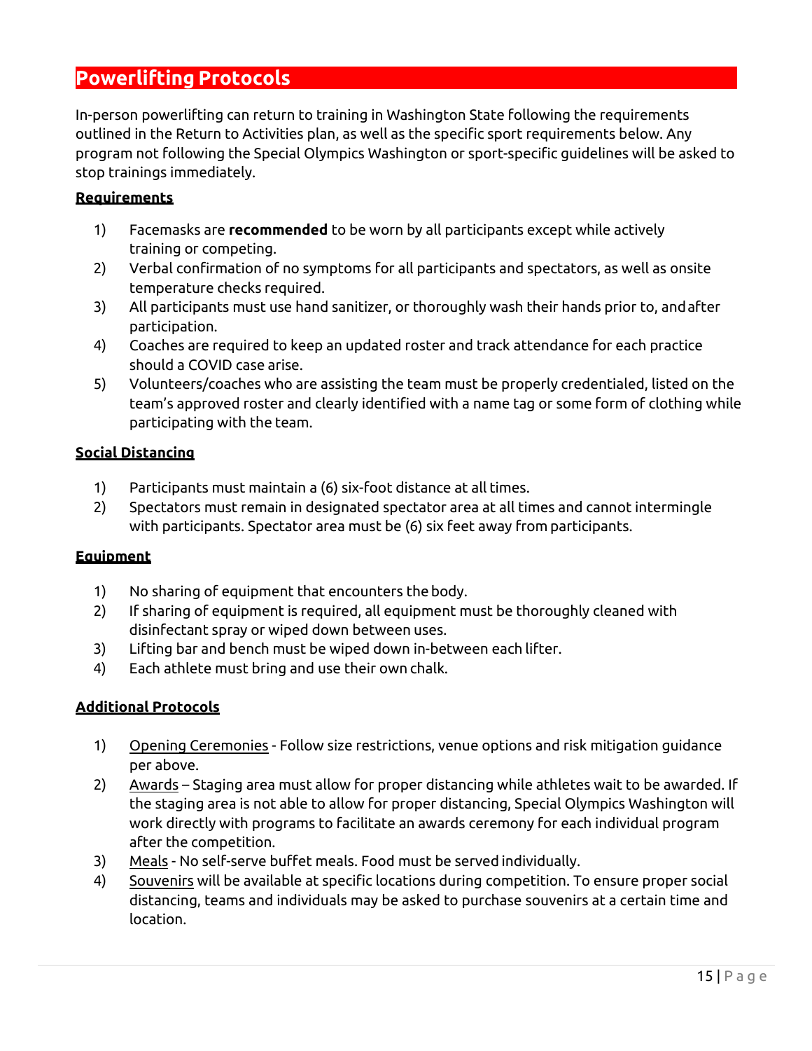## Powerlifting Protocols

In-person powerlifting can return to training in Washington State following the requirements outlined in the Return to Activities plan, as well as the specific sport requirements below. Any program not following the Special Olympics Washington or sport-specific guidelines will be asked to stop trainings immediately.

### Requirements

1) Facemasks are **recommended** to be worn by all participants except while actively training or competing.
2) Verbal confirmation of no symptoms for all participants and spectators, as well as onsite temperature checks required.
3) All participants must use hand sanitizer, or thoroughly wash their hands prior to, and after participation.
4) Coaches are required to keep an updated roster and track attendance for each practice should a COVID case arise.
5) Volunteers/coaches who are assisting the team must be properly credentialed, listed on the team's approved roster and clearly identified with a name tag or some form of clothing while participating with the team.

### Social Distancing

1) Participants must maintain a (6) six-foot distance at all times.
2) Spectators must remain in designated spectator area at all times and cannot intermingle with participants. Spectator area must be (6) six feet away from participants.

### Equipment

1) No sharing of equipment that encounters the body.
2) If sharing of equipment is required, all equipment must be thoroughly cleaned with disinfectant spray or wiped down between uses.
3) Lifting bar and bench must be wiped down in-between each lifter.
4) Each athlete must bring and use their own chalk.

### Additional Protocols

1) Opening Ceremonies - Follow size restrictions, venue options and risk mitigation guidance per above.
2) Awards – Staging area must allow for proper distancing while athletes wait to be awarded. If the staging area is not able to allow for proper distancing, Special Olympics Washington will work directly with programs to facilitate an awards ceremony for each individual program after the competition.
3) Meals - No self-serve buffet meals. Food must be served individually.
4) Souvenirs will be available at specific locations during competition. To ensure proper social distancing, teams and individuals may be asked to purchase souvenirs at a certain time and location.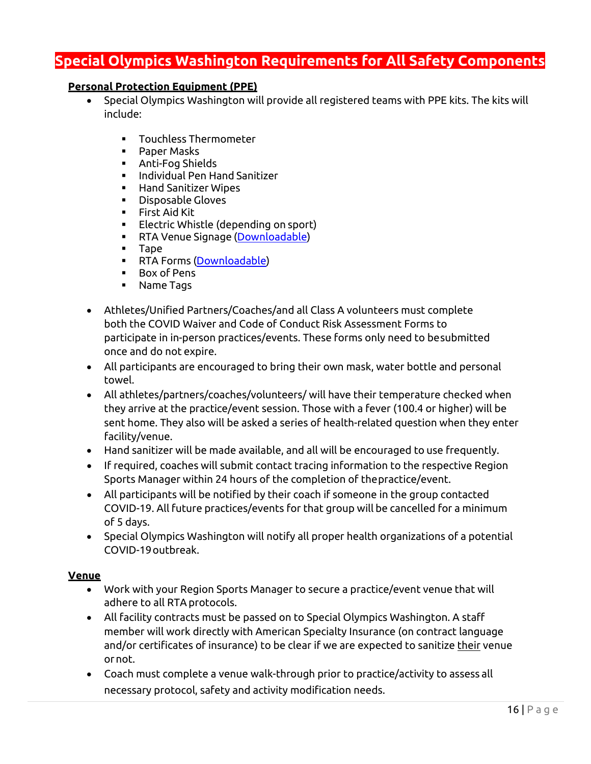# Special Olympics Washington Requirements for All Safety Components

## Personal Protection Equipment (PPE)

- Special Olympics Washington will provide all registered teams with PPE kits. The kits will include:
    - Touchless Thermometer
    - Paper Masks
    - Anti-Fog Shields
    - Individual Pen Hand Sanitizer
    - Hand Sanitizer Wipes
    - Disposable Gloves
    - First Aid Kit
    - Electric Whistle (depending on sport)
    - RTA Venue Signage (Downloadable)
    - Tape
    - RTA Forms (Downloadable)
    - Box of Pens
    - Name Tags
- Athletes/Unified Partners/Coaches/and all Class A volunteers must complete both the COVID Waiver and Code of Conduct Risk Assessment Forms to participate in in-person practices/events. These forms only need to be submitted once and do not expire.
- All participants are encouraged to bring their own mask, water bottle and personal towel.
- All athletes/partners/coaches/volunteers/ will have their temperature checked when they arrive at the practice/event session. Those with a fever (100.4 or higher) will be sent home. They also will be asked a series of health-related question when they enter facility/venue.
- Hand sanitizer will be made available, and all will be encouraged to use frequently.
- If required, coaches will submit contact tracing information to the respective Region Sports Manager within 24 hours of the completion of the practice/event.
- All participants will be notified by their coach if someone in the group contacted COVID-19. All future practices/events for that group will be cancelled for a minimum of 5 days.
- Special Olympics Washington will notify all proper health organizations of a potential COVID-19 outbreak.

## Venue

- Work with your Region Sports Manager to secure a practice/event venue that will adhere to all RTA protocols.
- All facility contracts must be passed on to Special Olympics Washington. A staff member will work directly with American Specialty Insurance (on contract language and/or certificates of insurance) to be clear if we are expected to sanitize their venue or not.
- Coach must complete a venue walk-through prior to practice/activity to assess all necessary protocol, safety and activity modification needs.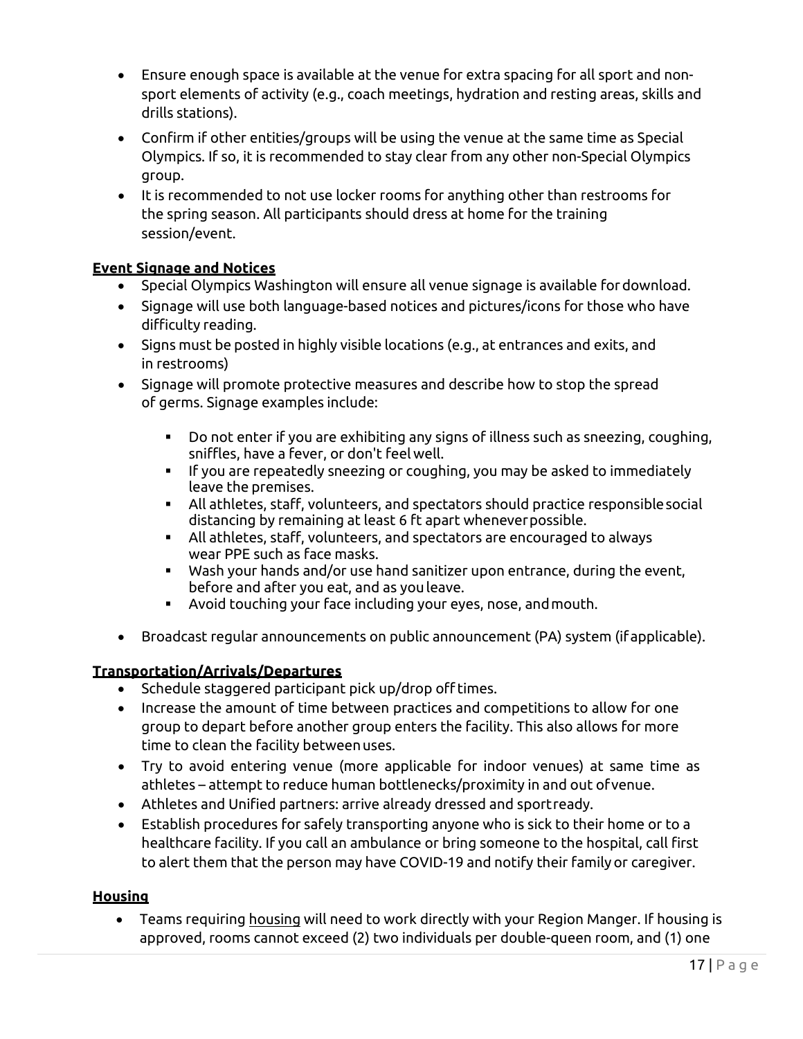- Ensure enough space is available at the venue for extra spacing for all sport and non-sport elements of activity (e.g., coach meetings, hydration and resting areas, skills and drills stations).
- Confirm if other entities/groups will be using the venue at the same time as Special Olympics. If so, it is recommended to stay clear from any other non-Special Olympics group.
- It is recommended to not use locker rooms for anything other than restrooms for the spring season. All participants should dress at home for the training session/event.

**Event Signage and Notices**

- Special Olympics Washington will ensure all venue signage is available for download.
- Signage will use both language-based notices and pictures/icons for those who have difficulty reading.
- Signs must be posted in highly visible locations (e.g., at entrances and exits, and in restrooms)
- Signage will promote protective measures and describe how to stop the spread of germs. Signage examples include:
  - Do not enter if you are exhibiting any signs of illness such as sneezing, coughing, sniffles, have a fever, or don't feel well.
  - If you are repeatedly sneezing or coughing, you may be asked to immediately leave the premises.
  - All athletes, staff, volunteers, and spectators should practice responsible social distancing by remaining at least 6 ft apart whenever possible.
  - All athletes, staff, volunteers, and spectators are encouraged to always wear PPE such as face masks.
  - Wash your hands and/or use hand sanitizer upon entrance, during the event, before and after you eat, and as you leave.
  - Avoid touching your face including your eyes, nose, and mouth.
- Broadcast regular announcements on public announcement (PA) system (if applicable).

**Transportation/Arrivals/Departures**

- Schedule staggered participant pick up/drop off times.
- Increase the amount of time between practices and competitions to allow for one group to depart before another group enters the facility. This also allows for more time to clean the facility between uses.
- Try to avoid entering venue (more applicable for indoor venues) at same time as athletes – attempt to reduce human bottlenecks/proximity in and out of venue.
- Athletes and Unified partners: arrive already dressed and sport ready.
- Establish procedures for safely transporting anyone who is sick to their home or to a healthcare facility. If you call an ambulance or bring someone to the hospital, call first to alert them that the person may have COVID-19 and notify their family or caregiver.

**Housing**

- Teams requiring housing will need to work directly with your Region Manger. If housing is approved, rooms cannot exceed (2) two individuals per double-queen room, and (1) one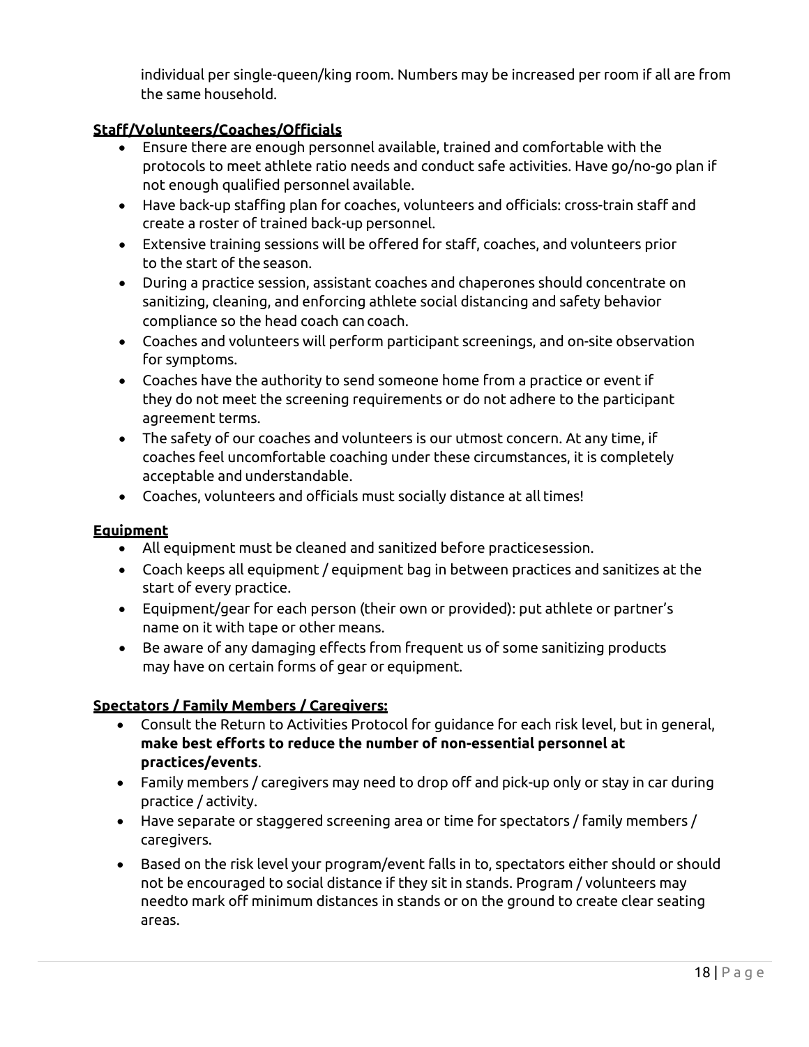individual per single-queen/king room. Numbers may be increased per room if all are from the same household.

**Staff/Volunteers/Coaches/Officials**

- Ensure there are enough personnel available, trained and comfortable with the protocols to meet athlete ratio needs and conduct safe activities. Have go/no-go plan if not enough qualified personnel available.
- Have back-up staffing plan for coaches, volunteers and officials: cross-train staff and create a roster of trained back-up personnel.
- Extensive training sessions will be offered for staff, coaches, and volunteers prior to the start of the season.
- During a practice session, assistant coaches and chaperones should concentrate on sanitizing, cleaning, and enforcing athlete social distancing and safety behavior compliance so the head coach can coach.
- Coaches and volunteers will perform participant screenings, and on-site observation for symptoms.
- Coaches have the authority to send someone home from a practice or event if they do not meet the screening requirements or do not adhere to the participant agreement terms.
- The safety of our coaches and volunteers is our utmost concern. At any time, if coaches feel uncomfortable coaching under these circumstances, it is completely acceptable and understandable.
- Coaches, volunteers and officials must socially distance at all times!

**Equipment**

- All equipment must be cleaned and sanitized before practicesession.
- Coach keeps all equipment / equipment bag in between practices and sanitizes at the start of every practice.
- Equipment/gear for each person (their own or provided): put athlete or partner's name on it with tape or other means.
- Be aware of any damaging effects from frequent us of some sanitizing products may have on certain forms of gear or equipment.

**Spectators / Family Members / Caregivers:**

- Consult the Return to Activities Protocol for guidance for each risk level, but in general, **make best efforts to reduce the number of non-essential personnel at practices/events**.
- Family members / caregivers may need to drop off and pick-up only or stay in car during practice / activity.
- Have separate or staggered screening area or time for spectators / family members / caregivers.
- Based on the risk level your program/event falls in to, spectators either should or should not be encouraged to social distance if they sit in stands. Program / volunteers may needto mark off minimum distances in stands or on the ground to create clear seating areas.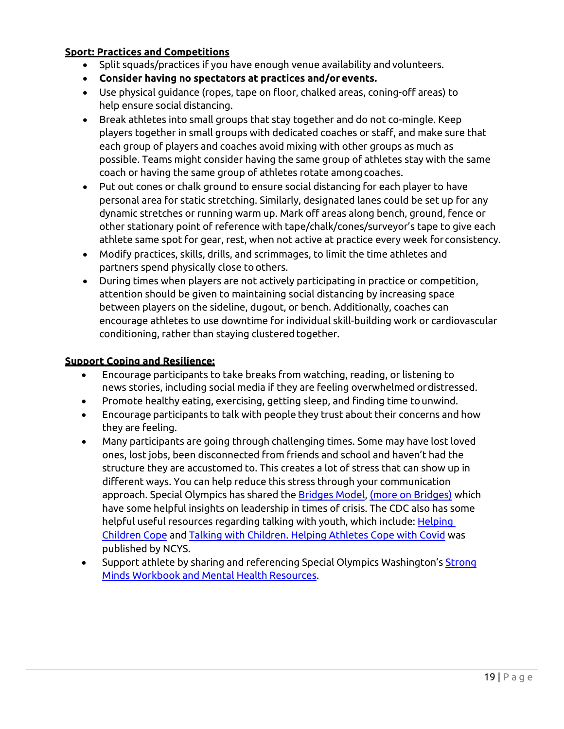**Sport: Practices and Competitions**

- Split squads/practices if you have enough venue availability and volunteers.
- **Consider having no spectators at practices and/or events.**
- Use physical guidance (ropes, tape on floor, chalked areas, coning-off areas) to help ensure social distancing.
- Break athletes into small groups that stay together and do not co-mingle. Keep players together in small groups with dedicated coaches or staff, and make sure that each group of players and coaches avoid mixing with other groups as much as possible. Teams might consider having the same group of athletes stay with the same coach or having the same group of athletes rotate among coaches.
- Put out cones or chalk ground to ensure social distancing for each player to have personal area for static stretching. Similarly, designated lanes could be set up for any dynamic stretches or running warm up. Mark off areas along bench, ground, fence or other stationary point of reference with tape/chalk/cones/surveyor's tape to give each athlete same spot for gear, rest, when not active at practice every week for consistency.
- Modify practices, skills, drills, and scrimmages, to limit the time athletes and partners spend physically close to others.
- During times when players are not actively participating in practice or competition, attention should be given to maintaining social distancing by increasing space between players on the sideline, dugout, or bench. Additionally, coaches can encourage athletes to use downtime for individual skill-building work or cardiovascular conditioning, rather than staying clustered together.

**Support Coping and Resilience:**

- Encourage participants to take breaks from watching, reading, or listening to news stories, including social media if they are feeling overwhelmed or distressed.
- Promote healthy eating, exercising, getting sleep, and finding time to unwind.
- Encourage participants to talk with people they trust about their concerns and how they are feeling.
- Many participants are going through challenging times. Some may have lost loved ones, lost jobs, been disconnected from friends and school and haven't had the structure they are accustomed to. This creates a lot of stress that can show up in different ways. You can help reduce this stress through your communication approach. Special Olympics has shared the Bridges Model, (more on Bridges) which have some helpful insights on leadership in times of crisis. The CDC also has some helpful useful resources regarding talking with youth, which include: Helping Children Cope and Talking with Children. Helping Athletes Cope with Covid was published by NCYS.
- Support athlete by sharing and referencing Special Olympics Washington's Strong Minds Workbook and Mental Health Resources.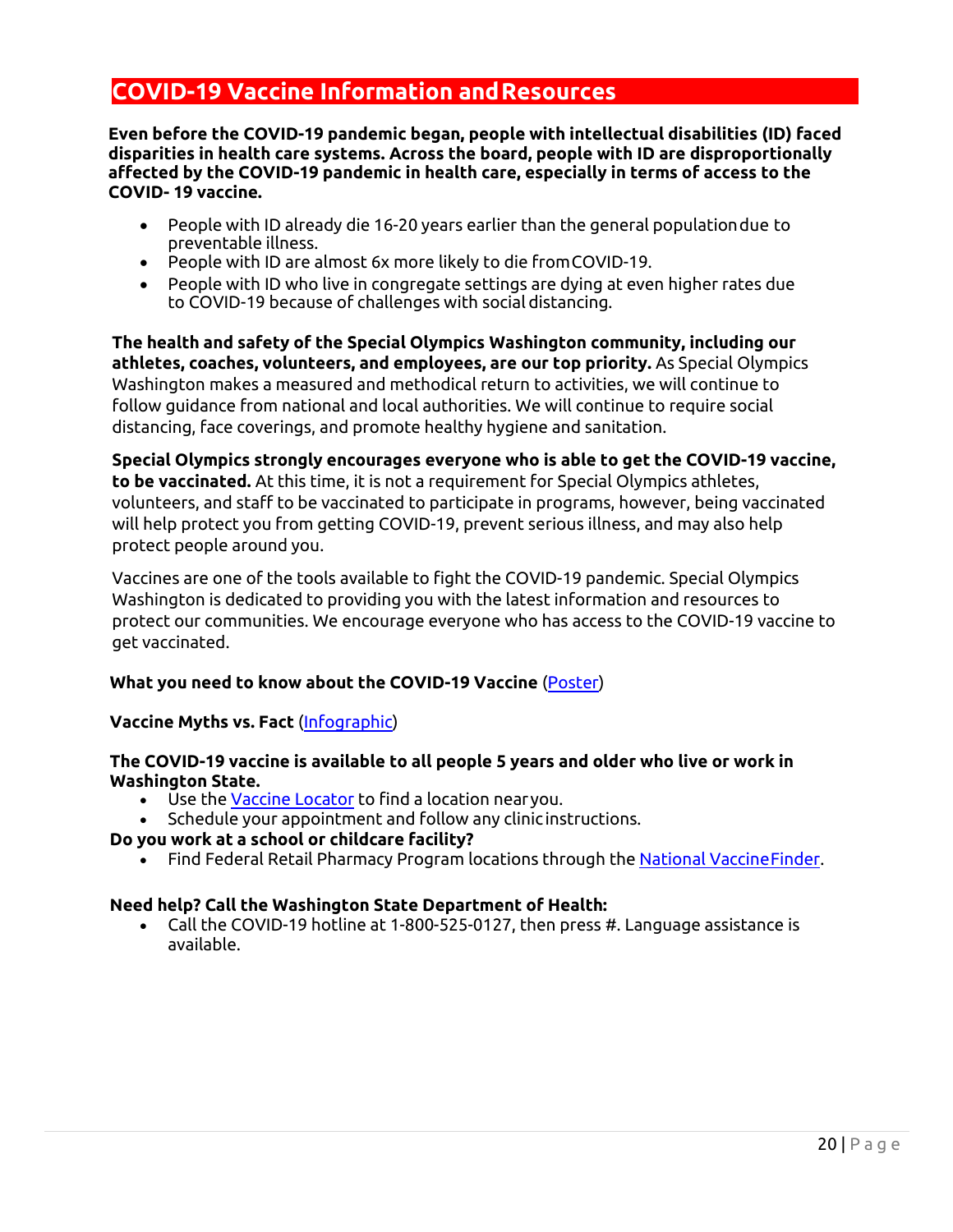## COVID-19 Vaccine Information and Resources

**Even before the COVID-19 pandemic began, people with intellectual disabilities (ID) faced disparities in health care systems. Across the board, people with ID are disproportionally affected by the COVID-19 pandemic in health care, especially in terms of access to the COVID- 19 vaccine.**

- People with ID already die 16-20 years earlier than the general population due to preventable illness.
- People with ID are almost 6x more likely to die from COVID-19.
- People with ID who live in congregate settings are dying at even higher rates due to COVID-19 because of challenges with social distancing.

**The health and safety of the Special Olympics Washington community, including our athletes, coaches, volunteers, and employees, are our top priority.** As Special Olympics Washington makes a measured and methodical return to activities, we will continue to follow guidance from national and local authorities. We will continue to require social distancing, face coverings, and promote healthy hygiene and sanitation.

**Special Olympics strongly encourages everyone who is able to get the COVID-19 vaccine, to be vaccinated.** At this time, it is not a requirement for Special Olympics athletes, volunteers, and staff to be vaccinated to participate in programs, however, being vaccinated will help protect you from getting COVID-19, prevent serious illness, and may also help protect people around you.

Vaccines are one of the tools available to fight the COVID-19 pandemic. Special Olympics Washington is dedicated to providing you with the latest information and resources to protect our communities. We encourage everyone who has access to the COVID-19 vaccine to get vaccinated.

**What you need to know about the COVID-19 Vaccine** (Poster)

**Vaccine Myths vs. Fact** (Infographic)

**The COVID-19 vaccine is available to all people 5 years and older who live or work in Washington State.**

- Use the Vaccine Locator to find a location near you.
- Schedule your appointment and follow any clinic instructions.

**Do you work at a school or childcare facility?**

- Find Federal Retail Pharmacy Program locations through the National Vaccine Finder.

**Need help? Call the Washington State Department of Health:**

- Call the COVID-19 hotline at 1-800-525-0127, then press #. Language assistance is available.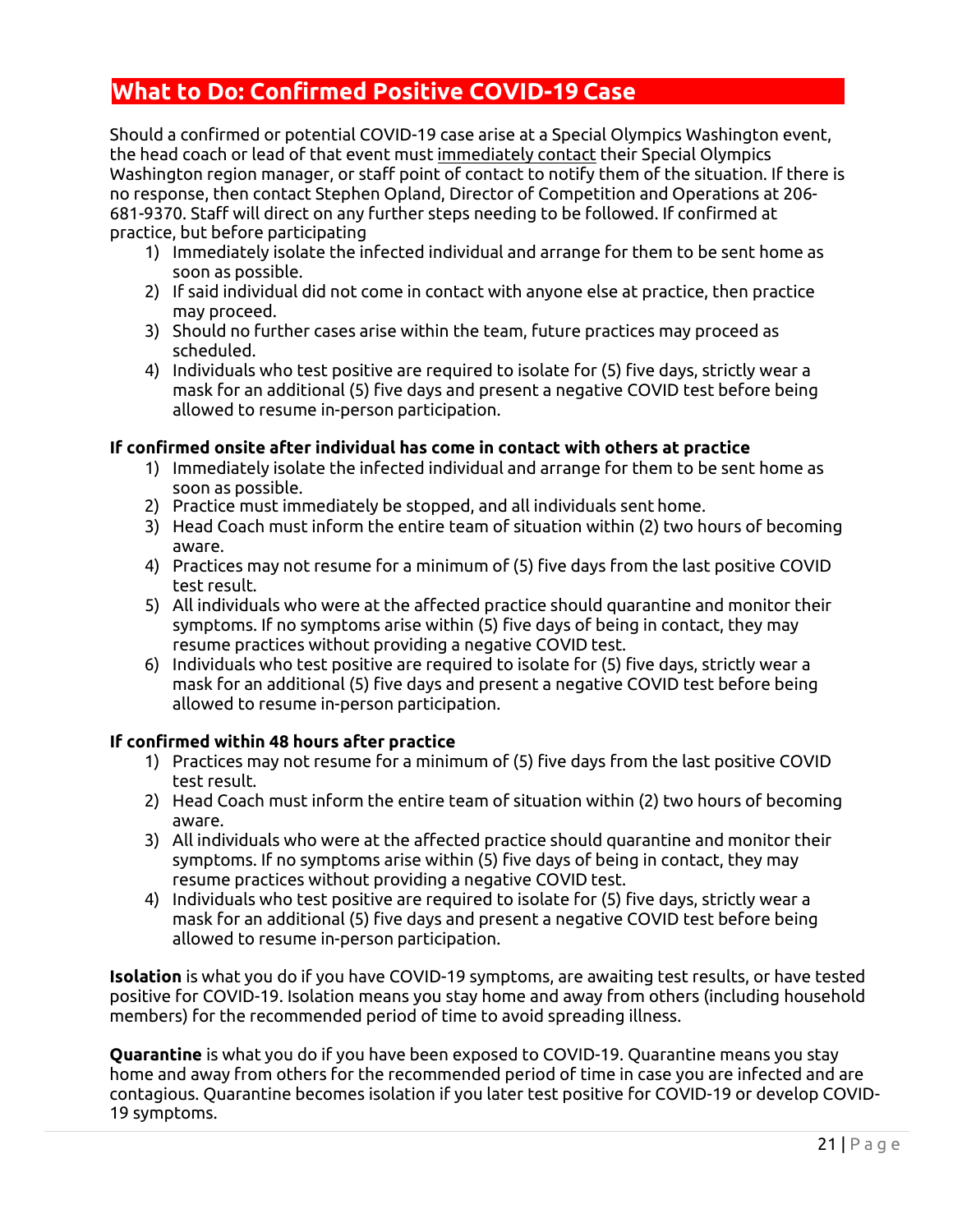## What to Do: Confirmed Positive COVID-19 Case

Should a confirmed or potential COVID-19 case arise at a Special Olympics Washington event, the head coach or lead of that event must immediately contact their Special Olympics Washington region manager, or staff point of contact to notify them of the situation. If there is no response, then contact Stephen Opland, Director of Competition and Operations at 206-681-9370. Staff will direct on any further steps needing to be followed. If confirmed at practice, but before participating

1) Immediately isolate the infected individual and arrange for them to be sent home as soon as possible.
2) If said individual did not come in contact with anyone else at practice, then practice may proceed.
3) Should no further cases arise within the team, future practices may proceed as scheduled.
4) Individuals who test positive are required to isolate for (5) five days, strictly wear a mask for an additional (5) five days and present a negative COVID test before being allowed to resume in-person participation.

**If confirmed onsite after individual has come in contact with others at practice**

1) Immediately isolate the infected individual and arrange for them to be sent home as soon as possible.
2) Practice must immediately be stopped, and all individuals sent home.
3) Head Coach must inform the entire team of situation within (2) two hours of becoming aware.
4) Practices may not resume for a minimum of (5) five days from the last positive COVID test result.
5) All individuals who were at the affected practice should quarantine and monitor their symptoms. If no symptoms arise within (5) five days of being in contact, they may resume practices without providing a negative COVID test.
6) Individuals who test positive are required to isolate for (5) five days, strictly wear a mask for an additional (5) five days and present a negative COVID test before being allowed to resume in-person participation.

**If confirmed within 48 hours after practice**

1) Practices may not resume for a minimum of (5) five days from the last positive COVID test result.
2) Head Coach must inform the entire team of situation within (2) two hours of becoming aware.
3) All individuals who were at the affected practice should quarantine and monitor their symptoms. If no symptoms arise within (5) five days of being in contact, they may resume practices without providing a negative COVID test.
4) Individuals who test positive are required to isolate for (5) five days, strictly wear a mask for an additional (5) five days and present a negative COVID test before being allowed to resume in-person participation.

**Isolation** is what you do if you have COVID-19 symptoms, are awaiting test results, or have tested positive for COVID-19. Isolation means you stay home and away from others (including household members) for the recommended period of time to avoid spreading illness.

**Quarantine** is what you do if you have been exposed to COVID-19. Quarantine means you stay home and away from others for the recommended period of time in case you are infected and are contagious. Quarantine becomes isolation if you later test positive for COVID-19 or develop COVID-19 symptoms.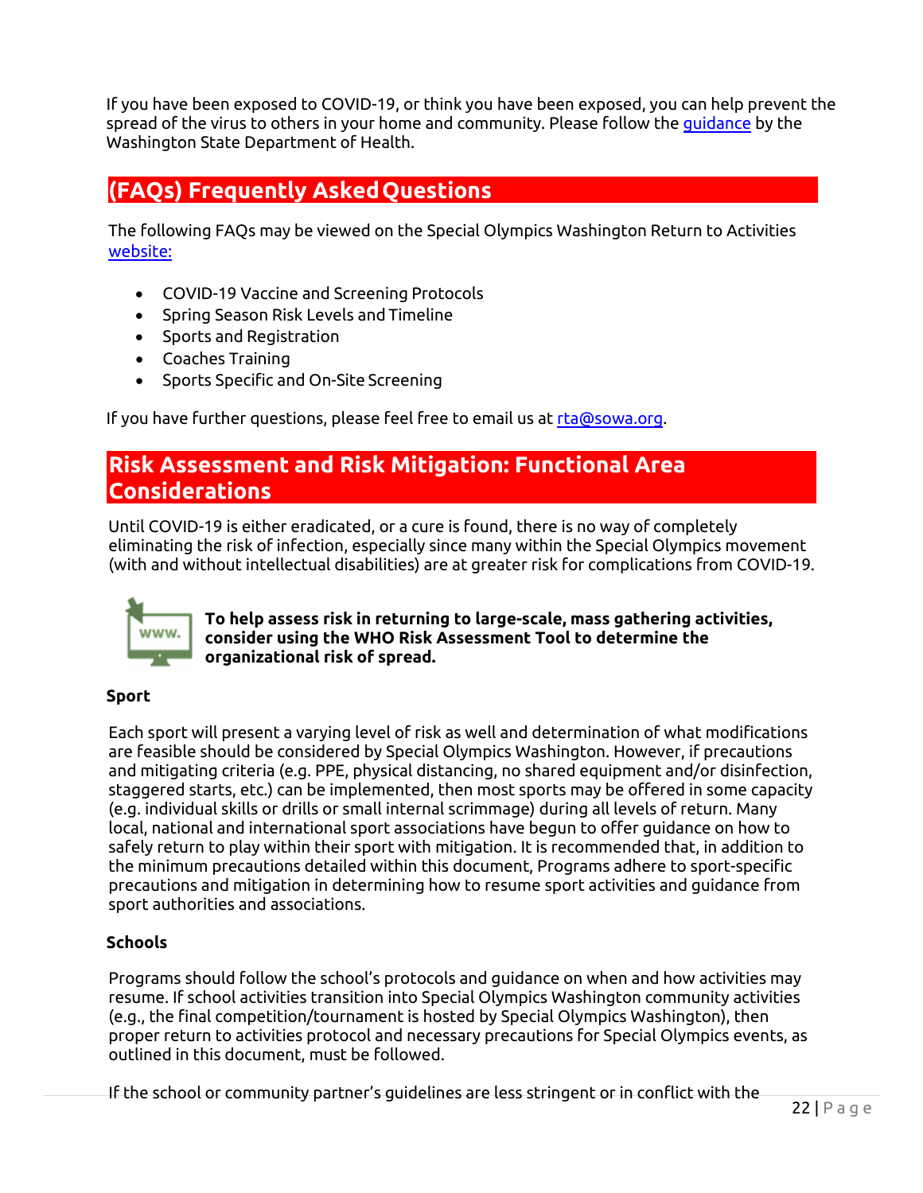If you have been exposed to COVID-19, or think you have been exposed, you can help prevent the spread of the virus to others in your home and community. Please follow the guidance by the Washington State Department of Health.

## (FAQs) Frequently Asked Questions

The following FAQs may be viewed on the Special Olympics Washington Return to Activities website:

- COVID-19 Vaccine and Screening Protocols
- Spring Season Risk Levels and Timeline
- Sports and Registration
- Coaches Training
- Sports Specific and On-Site Screening

If you have further questions, please feel free to email us at rta@sowa.org.

## Risk Assessment and Risk Mitigation: Functional Area Considerations

Until COVID-19 is either eradicated, or a cure is found, there is no way of completely eliminating the risk of infection, especially since many within the Special Olympics movement (with and without intellectual disabilities) are at greater risk for complications from COVID-19.

**To help assess risk in returning to large-scale, mass gathering activities, consider using the WHO Risk Assessment Tool to determine the organizational risk of spread.**

### Sport

Each sport will present a varying level of risk as well and determination of what modifications are feasible should be considered by Special Olympics Washington. However, if precautions and mitigating criteria (e.g. PPE, physical distancing, no shared equipment and/or disinfection, staggered starts, etc.) can be implemented, then most sports may be offered in some capacity (e.g. individual skills or drills or small internal scrimmage) during all levels of return. Many local, national and international sport associations have begun to offer guidance on how to safely return to play within their sport with mitigation. It is recommended that, in addition to the minimum precautions detailed within this document, Programs adhere to sport-specific precautions and mitigation in determining how to resume sport activities and guidance from sport authorities and associations.

### Schools

Programs should follow the school's protocols and guidance on when and how activities may resume. If school activities transition into Special Olympics Washington community activities (e.g., the final competition/tournament is hosted by Special Olympics Washington), then proper return to activities protocol and necessary precautions for Special Olympics events, as outlined in this document, must be followed.

If the school or community partner's guidelines are less stringent or in conflict with the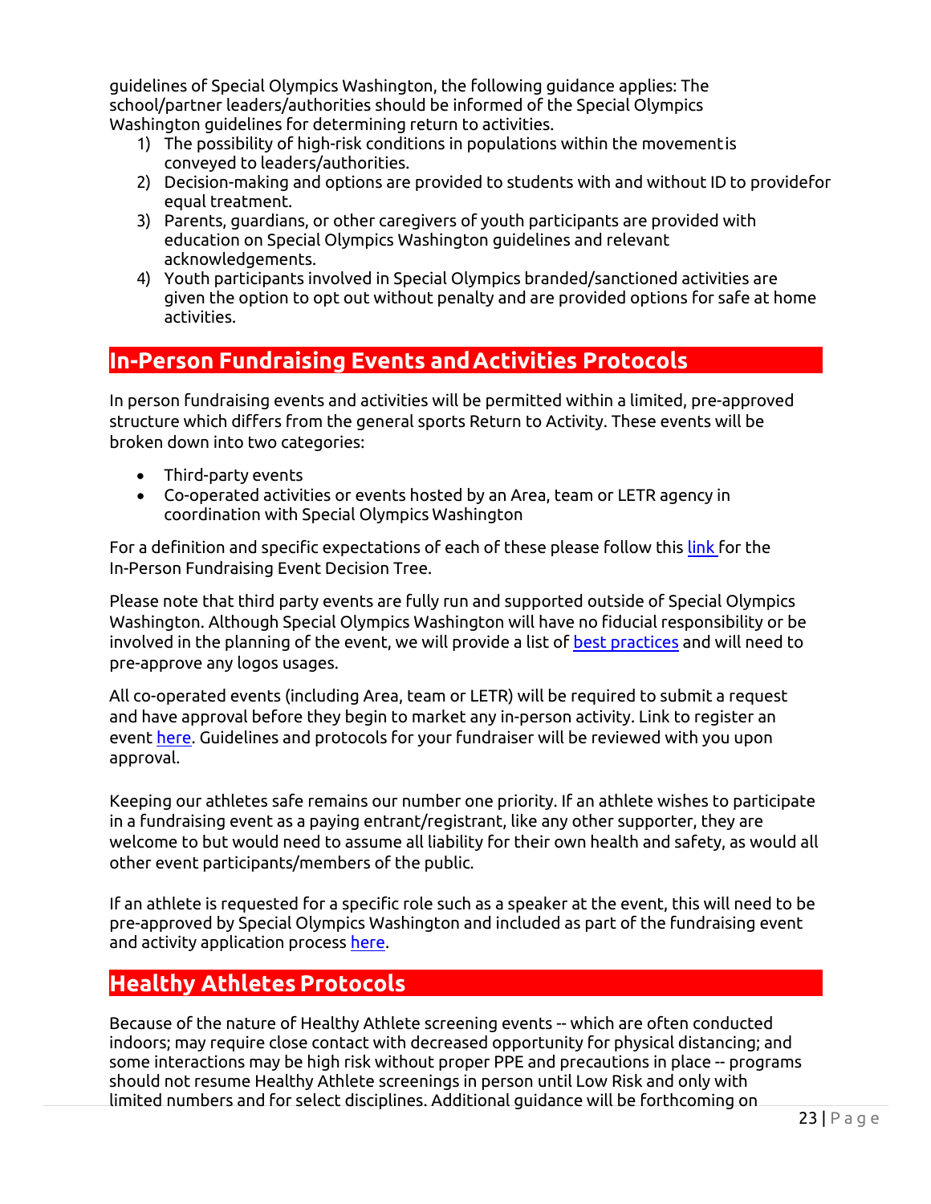guidelines of Special Olympics Washington, the following guidance applies: The school/partner leaders/authorities should be informed of the Special Olympics Washington guidelines for determining return to activities.

1) The possibility of high-risk conditions in populations within the movement is conveyed to leaders/authorities.
2) Decision-making and options are provided to students with and without ID to provide for equal treatment.
3) Parents, guardians, or other caregivers of youth participants are provided with education on Special Olympics Washington guidelines and relevant acknowledgements.
4) Youth participants involved in Special Olympics branded/sanctioned activities are given the option to opt out without penalty and are provided options for safe at home activities.

## In-Person Fundraising Events and Activities Protocols

In person fundraising events and activities will be permitted within a limited, pre-approved structure which differs from the general sports Return to Activity. These events will be broken down into two categories:

- Third-party events
- Co-operated activities or events hosted by an Area, team or LETR agency in coordination with Special Olympics Washington

For a definition and specific expectations of each of these please follow this link for the In-Person Fundraising Event Decision Tree.

Please note that third party events are fully run and supported outside of Special Olympics Washington. Although Special Olympics Washington will have no fiducial responsibility or be involved in the planning of the event, we will provide a list of best practices and will need to pre-approve any logos usages.

All co-operated events (including Area, team or LETR) will be required to submit a request and have approval before they begin to market any in-person activity. Link to register an event here. Guidelines and protocols for your fundraiser will be reviewed with you upon approval.

Keeping our athletes safe remains our number one priority. If an athlete wishes to participate in a fundraising event as a paying entrant/registrant, like any other supporter, they are welcome to but would need to assume all liability for their own health and safety, as would all other event participants/members of the public.

If an athlete is requested for a specific role such as a speaker at the event, this will need to be pre-approved by Special Olympics Washington and included as part of the fundraising event and activity application process here.

## Healthy Athletes Protocols

Because of the nature of Healthy Athlete screening events -- which are often conducted indoors; may require close contact with decreased opportunity for physical distancing; and some interactions may be high risk without proper PPE and precautions in place -- programs should not resume Healthy Athlete screenings in person until Low Risk and only with limited numbers and for select disciplines. Additional guidance will be forthcoming on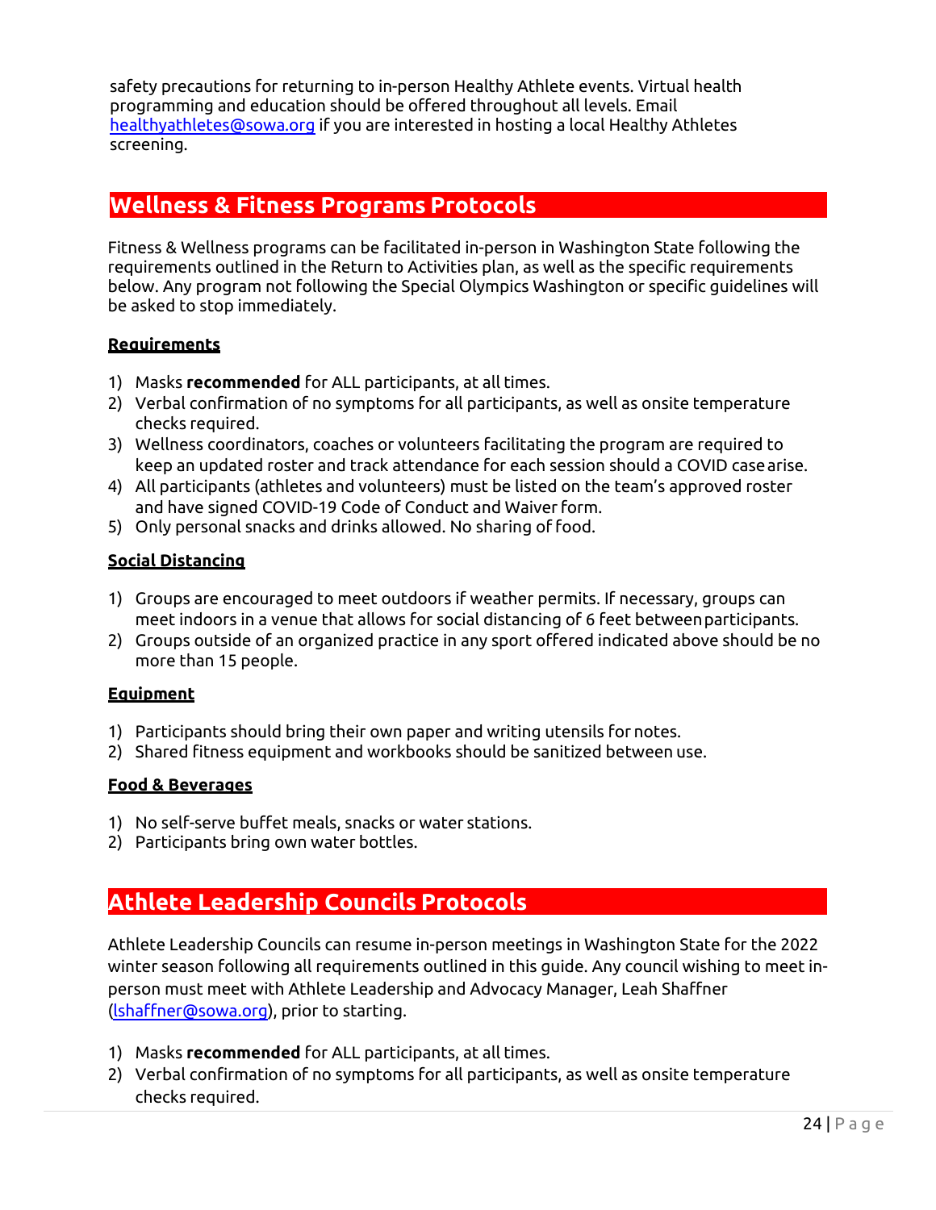safety precautions for returning to in-person Healthy Athlete events. Virtual health programming and education should be offered throughout all levels. Email healthyathletes@sowa.org if you are interested in hosting a local Healthy Athletes screening.

## Wellness & Fitness Programs Protocols

Fitness & Wellness programs can be facilitated in-person in Washington State following the requirements outlined in the Return to Activities plan, as well as the specific requirements below. Any program not following the Special Olympics Washington or specific guidelines will be asked to stop immediately.

### Requirements

1) Masks **recommended** for ALL participants, at all times.
2) Verbal confirmation of no symptoms for all participants, as well as onsite temperature checks required.
3) Wellness coordinators, coaches or volunteers facilitating the program are required to keep an updated roster and track attendance for each session should a COVID case arise.
4) All participants (athletes and volunteers) must be listed on the team's approved roster and have signed COVID-19 Code of Conduct and Waiver form.
5) Only personal snacks and drinks allowed. No sharing of food.

### Social Distancing

1) Groups are encouraged to meet outdoors if weather permits. If necessary, groups can meet indoors in a venue that allows for social distancing of 6 feet between participants.
2) Groups outside of an organized practice in any sport offered indicated above should be no more than 15 people.

### Equipment

1) Participants should bring their own paper and writing utensils for notes.
2) Shared fitness equipment and workbooks should be sanitized between use.

### Food & Beverages

1) No self-serve buffet meals, snacks or water stations.
2) Participants bring own water bottles.

## Athlete Leadership Councils Protocols

Athlete Leadership Councils can resume in-person meetings in Washington State for the 2022 winter season following all requirements outlined in this guide. Any council wishing to meet in-person must meet with Athlete Leadership and Advocacy Manager, Leah Shaffner (lshaffner@sowa.org), prior to starting.

1) Masks **recommended** for ALL participants, at all times.
2) Verbal confirmation of no symptoms for all participants, as well as onsite temperature checks required.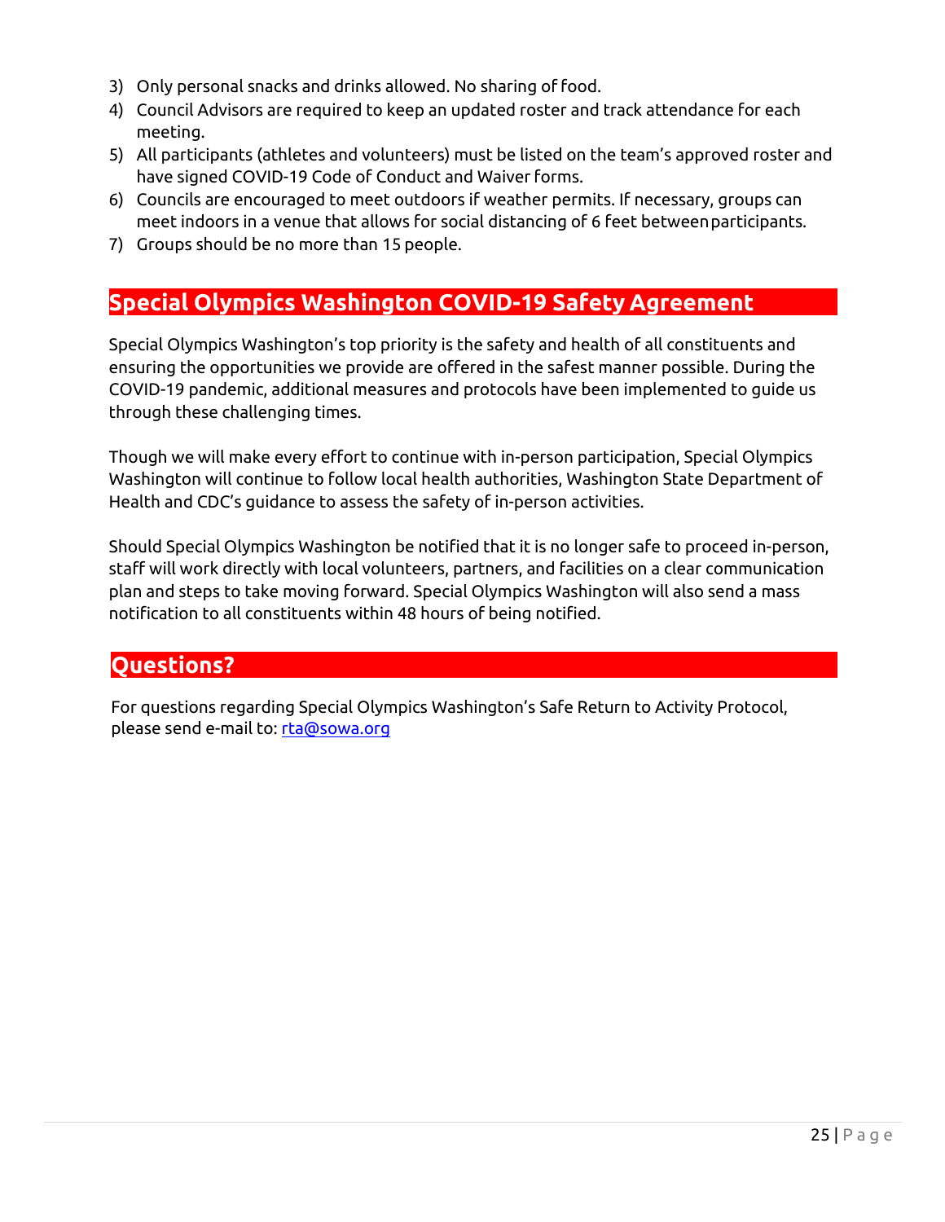3) Only personal snacks and drinks allowed. No sharing of food.
4) Council Advisors are required to keep an updated roster and track attendance for each meeting.
5) All participants (athletes and volunteers) must be listed on the team's approved roster and have signed COVID-19 Code of Conduct and Waiver forms.
6) Councils are encouraged to meet outdoors if weather permits. If necessary, groups can meet indoors in a venue that allows for social distancing of 6 feet between participants.
7) Groups should be no more than 15 people.

## Special Olympics Washington COVID-19 Safety Agreement

Special Olympics Washington's top priority is the safety and health of all constituents and ensuring the opportunities we provide are offered in the safest manner possible. During the COVID-19 pandemic, additional measures and protocols have been implemented to guide us through these challenging times.

Though we will make every effort to continue with in-person participation, Special Olympics Washington will continue to follow local health authorities, Washington State Department of Health and CDC's guidance to assess the safety of in-person activities.

Should Special Olympics Washington be notified that it is no longer safe to proceed in-person, staff will work directly with local volunteers, partners, and facilities on a clear communication plan and steps to take moving forward. Special Olympics Washington will also send a mass notification to all constituents within 48 hours of being notified.

## Questions?

For questions regarding Special Olympics Washington's Safe Return to Activity Protocol, please send e-mail to: rta@sowa.org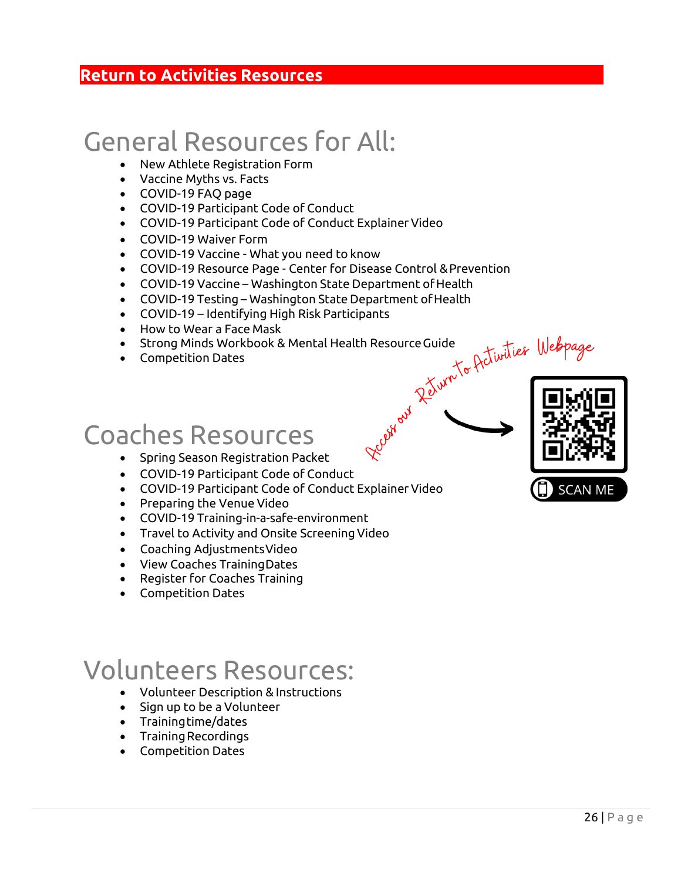## Return to Activities Resources

# General Resources for All:

- New Athlete Registration Form
- Vaccine Myths vs. Facts
- COVID-19 FAQ page
- COVID-19 Participant Code of Conduct
- COVID-19 Participant Code of Conduct Explainer Video
- COVID-19 Waiver Form
- COVID-19 Vaccine - What you need to know
- COVID-19 Resource Page - Center for Disease Control & Prevention
- COVID-19 Vaccine – Washington State Department of Health
- COVID-19 Testing – Washington State Department of Health
- COVID-19 – Identifying High Risk Participants
- How to Wear a Face Mask
- Strong Minds Workbook & Mental Health Resource Guide
- Competition Dates

Access our Return to Activities Webpage

SCAN ME

# Coaches Resources

- Spring Season Registration Packet
- COVID-19 Participant Code of Conduct
- COVID-19 Participant Code of Conduct Explainer Video
- Preparing the Venue Video
- COVID-19 Training-in-a-safe-environment
- Travel to Activity and Onsite Screening Video
- Coaching Adjustments Video
- View Coaches Training Dates
- Register for Coaches Training
- Competition Dates

# Volunteers Resources:

- Volunteer Description & Instructions
- Sign up to be a Volunteer
- Training time/dates
- Training Recordings
- Competition Dates